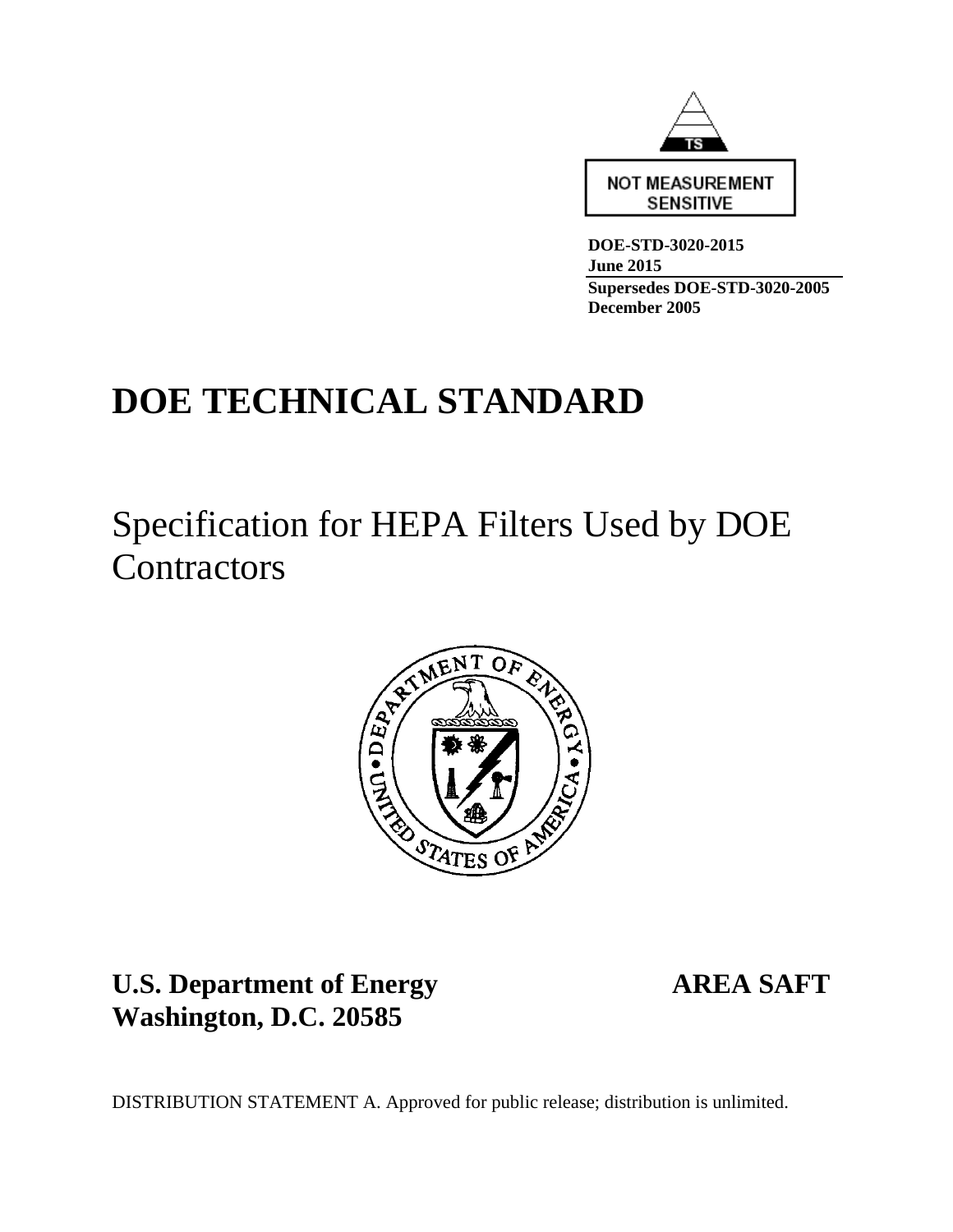TS

NOT MEASUREMENT SENSITIVE

**DOE-STD-3020-2015**
**June 2015**
**Supersedes DOE-STD-3020-2005**
**December 2005**

# DOE TECHNICAL STANDARD

## Specification for HEPA Filters Used by DOE Contractors

**U.S. Department of Energy** **AREA SAFT**
**Washington, D.C. 20585**

DISTRIBUTION STATEMENT A. Approved for public release; distribution is unlimited.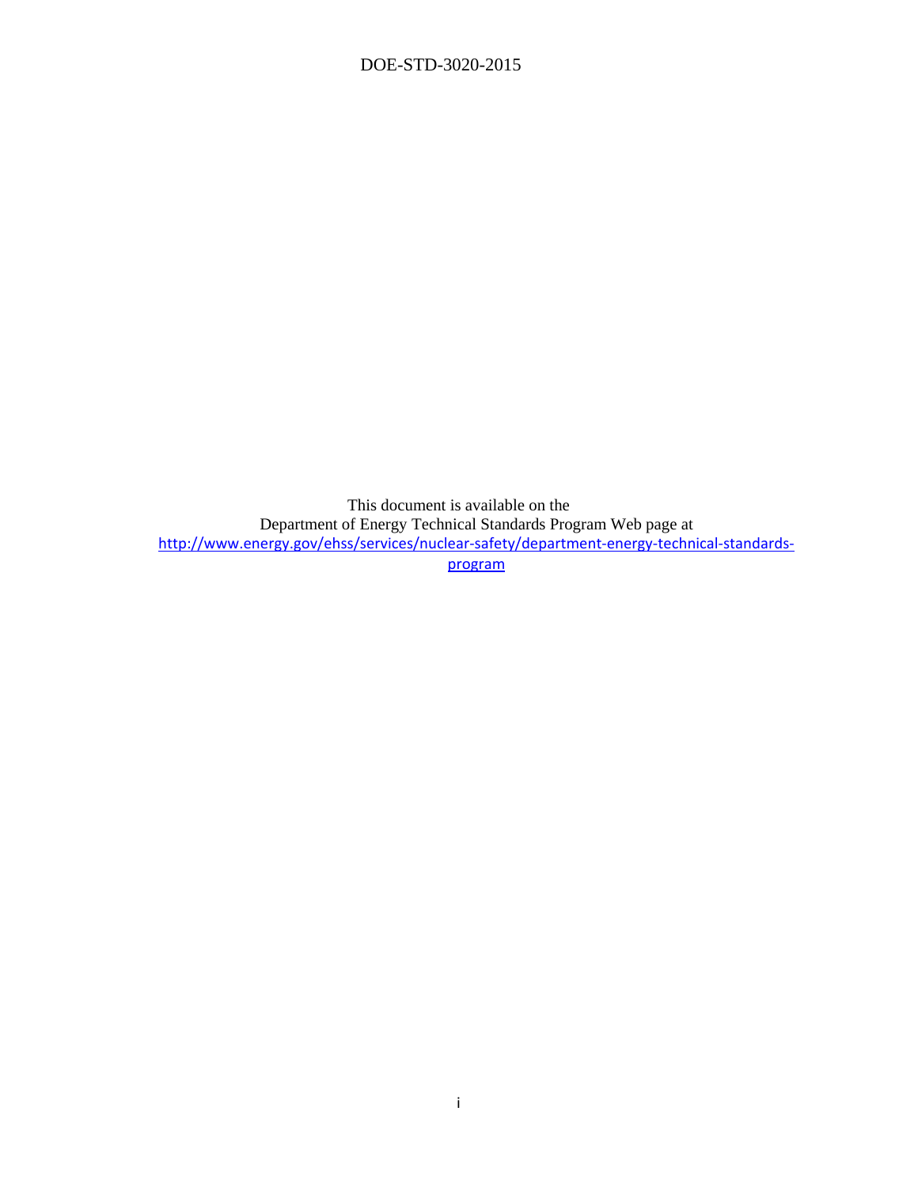This document is available on the

Department of Energy Technical Standards Program Web page at

http://www.energy.gov/ehss/services/nuclear-safety/department-energy-technical-standards-program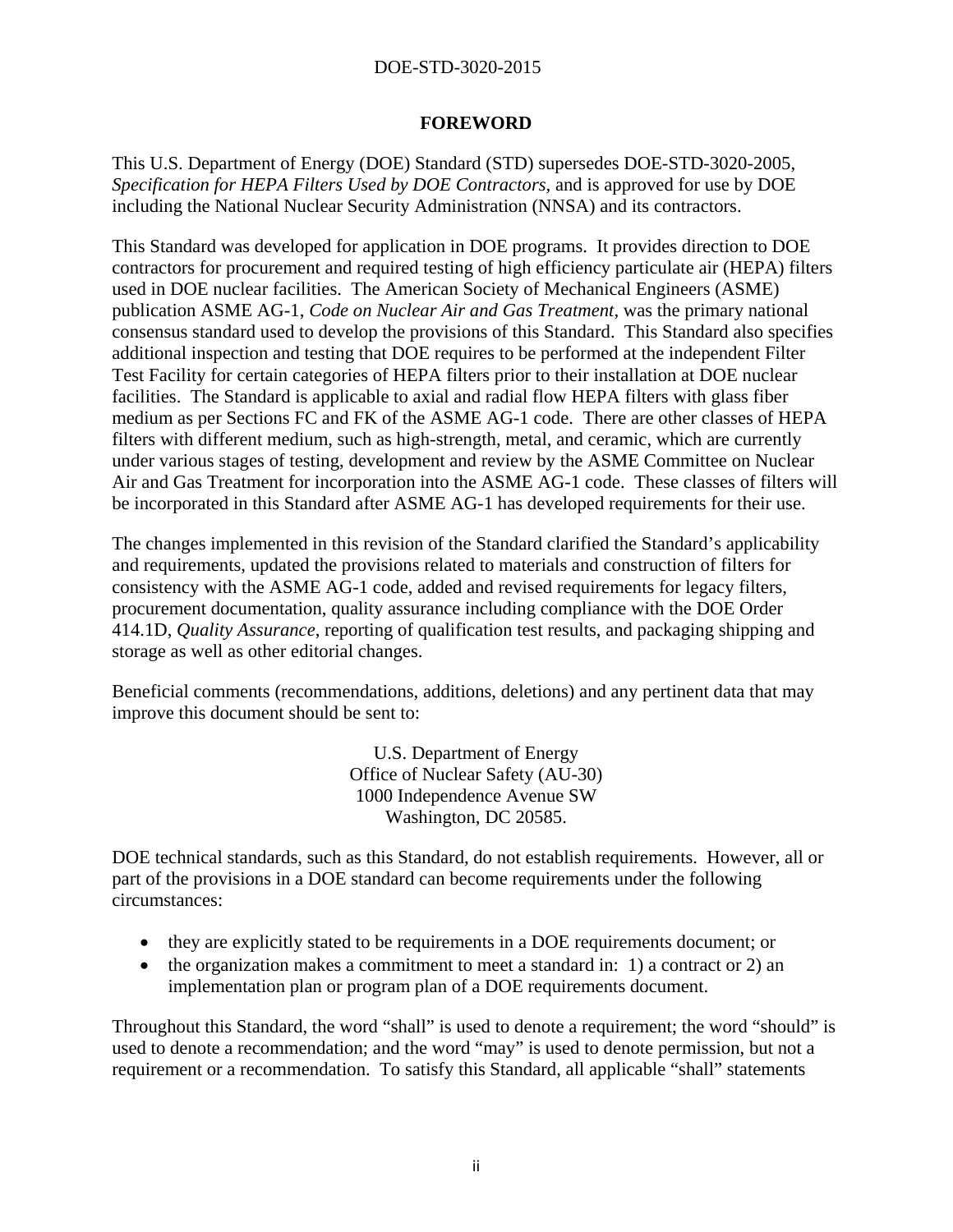## FOREWORD

This U.S. Department of Energy (DOE) Standard (STD) supersedes DOE-STD-3020-2005, *Specification for HEPA Filters Used by DOE Contractors*, and is approved for use by DOE including the National Nuclear Security Administration (NNSA) and its contractors.

This Standard was developed for application in DOE programs. It provides direction to DOE contractors for procurement and required testing of high efficiency particulate air (HEPA) filters used in DOE nuclear facilities. The American Society of Mechanical Engineers (ASME) publication ASME AG-1, *Code on Nuclear Air and Gas Treatment*, was the primary national consensus standard used to develop the provisions of this Standard. This Standard also specifies additional inspection and testing that DOE requires to be performed at the independent Filter Test Facility for certain categories of HEPA filters prior to their installation at DOE nuclear facilities. The Standard is applicable to axial and radial flow HEPA filters with glass fiber medium as per Sections FC and FK of the ASME AG-1 code. There are other classes of HEPA filters with different medium, such as high-strength, metal, and ceramic, which are currently under various stages of testing, development and review by the ASME Committee on Nuclear Air and Gas Treatment for incorporation into the ASME AG-1 code. These classes of filters will be incorporated in this Standard after ASME AG-1 has developed requirements for their use.

The changes implemented in this revision of the Standard clarified the Standard's applicability and requirements, updated the provisions related to materials and construction of filters for consistency with the ASME AG-1 code, added and revised requirements for legacy filters, procurement documentation, quality assurance including compliance with the DOE Order 414.1D, *Quality Assurance*, reporting of qualification test results, and packaging shipping and storage as well as other editorial changes.

Beneficial comments (recommendations, additions, deletions) and any pertinent data that may improve this document should be sent to:

U.S. Department of Energy
Office of Nuclear Safety (AU-30)
1000 Independence Avenue SW
Washington, DC 20585.

DOE technical standards, such as this Standard, do not establish requirements. However, all or part of the provisions in a DOE standard can become requirements under the following circumstances:

- they are explicitly stated to be requirements in a DOE requirements document; or
- the organization makes a commitment to meet a standard in: 1) a contract or 2) an implementation plan or program plan of a DOE requirements document.

Throughout this Standard, the word "shall" is used to denote a requirement; the word "should" is used to denote a recommendation; and the word "may" is used to denote permission, but not a requirement or a recommendation. To satisfy this Standard, all applicable "shall" statements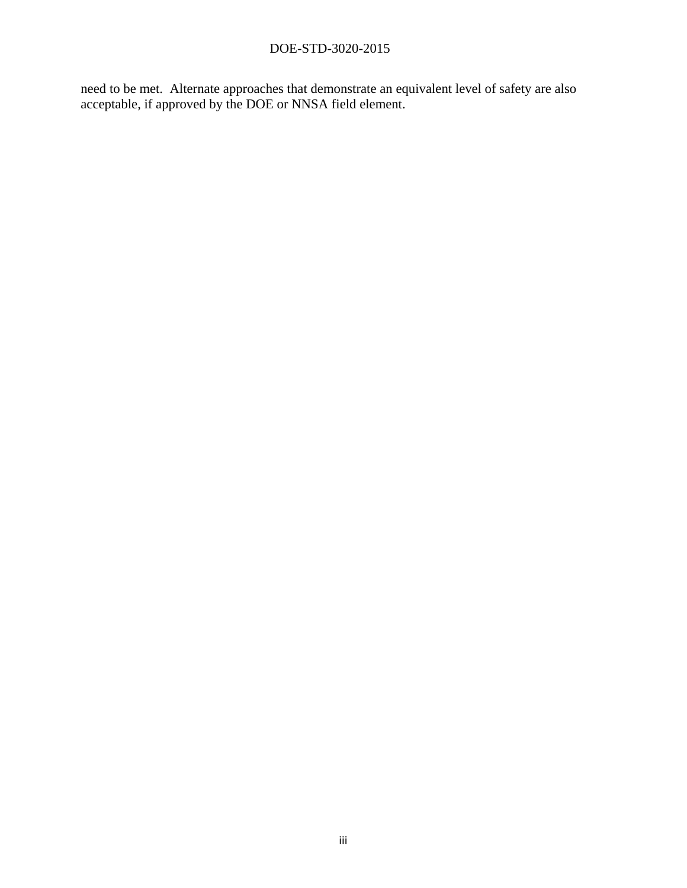need to be met. Alternate approaches that demonstrate an equivalent level of safety are also acceptable, if approved by the DOE or NNSA field element.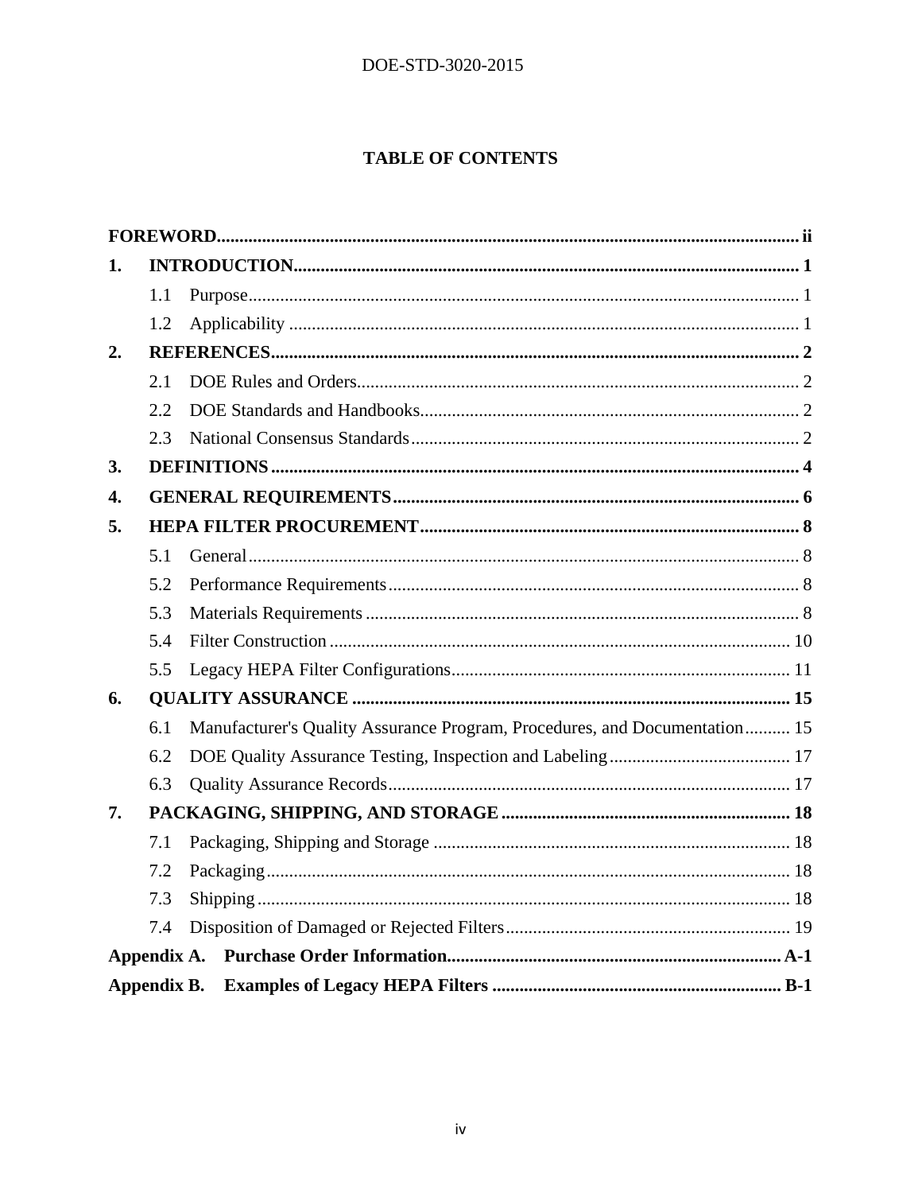# TABLE OF CONTENTS

**FOREWORD** ..... ii

**1. INTRODUCTION** ..... 1

- 1.1 Purpose ..... 1
- 1.2 Applicability ..... 1

**2. REFERENCES** ..... 2

- 2.1 DOE Rules and Orders ..... 2
- 2.2 DOE Standards and Handbooks ..... 2
- 2.3 National Consensus Standards ..... 2

**3. DEFINITIONS** ..... 4

**4. GENERAL REQUIREMENTS** ..... 6

**5. HEPA FILTER PROCUREMENT** ..... 8

- 5.1 General ..... 8
- 5.2 Performance Requirements ..... 8
- 5.3 Materials Requirements ..... 8
- 5.4 Filter Construction ..... 10
- 5.5 Legacy HEPA Filter Configurations ..... 11

**6. QUALITY ASSURANCE** ..... 15

- 6.1 Manufacturer's Quality Assurance Program, Procedures, and Documentation ..... 15
- 6.2 DOE Quality Assurance Testing, Inspection and Labeling ..... 17
- 6.3 Quality Assurance Records ..... 17

**7. PACKAGING, SHIPPING, AND STORAGE** ..... 18

- 7.1 Packaging, Shipping and Storage ..... 18
- 7.2 Packaging ..... 18
- 7.3 Shipping ..... 18
- 7.4 Disposition of Damaged or Rejected Filters ..... 19

**Appendix A. Purchase Order Information** ..... A-1

**Appendix B. Examples of Legacy HEPA Filters** ..... B-1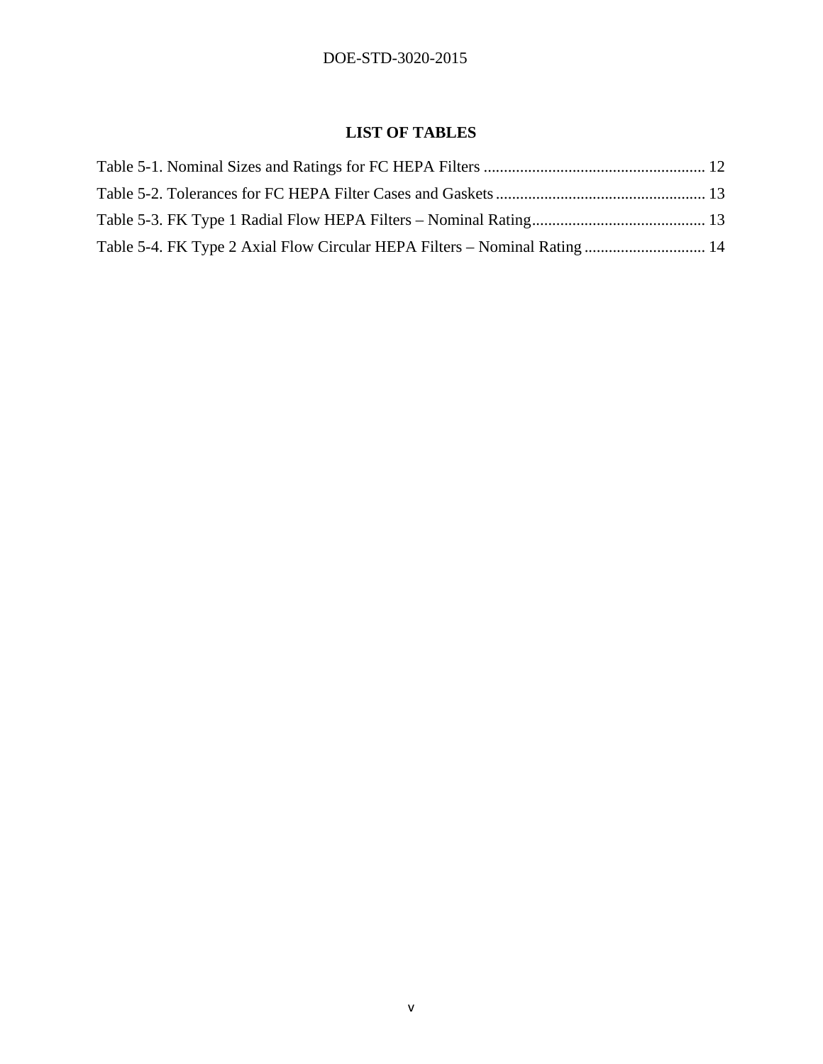# LIST OF TABLES

Table 5-1. Nominal Sizes and Ratings for FC HEPA Filters ....................................................... 12

Table 5-2. Tolerances for FC HEPA Filter Cases and Gaskets .................................................... 13

Table 5-3. FK Type 1 Radial Flow HEPA Filters – Nominal Rating........................................... 13

Table 5-4. FK Type 2 Axial Flow Circular HEPA Filters – Nominal Rating .............................. 14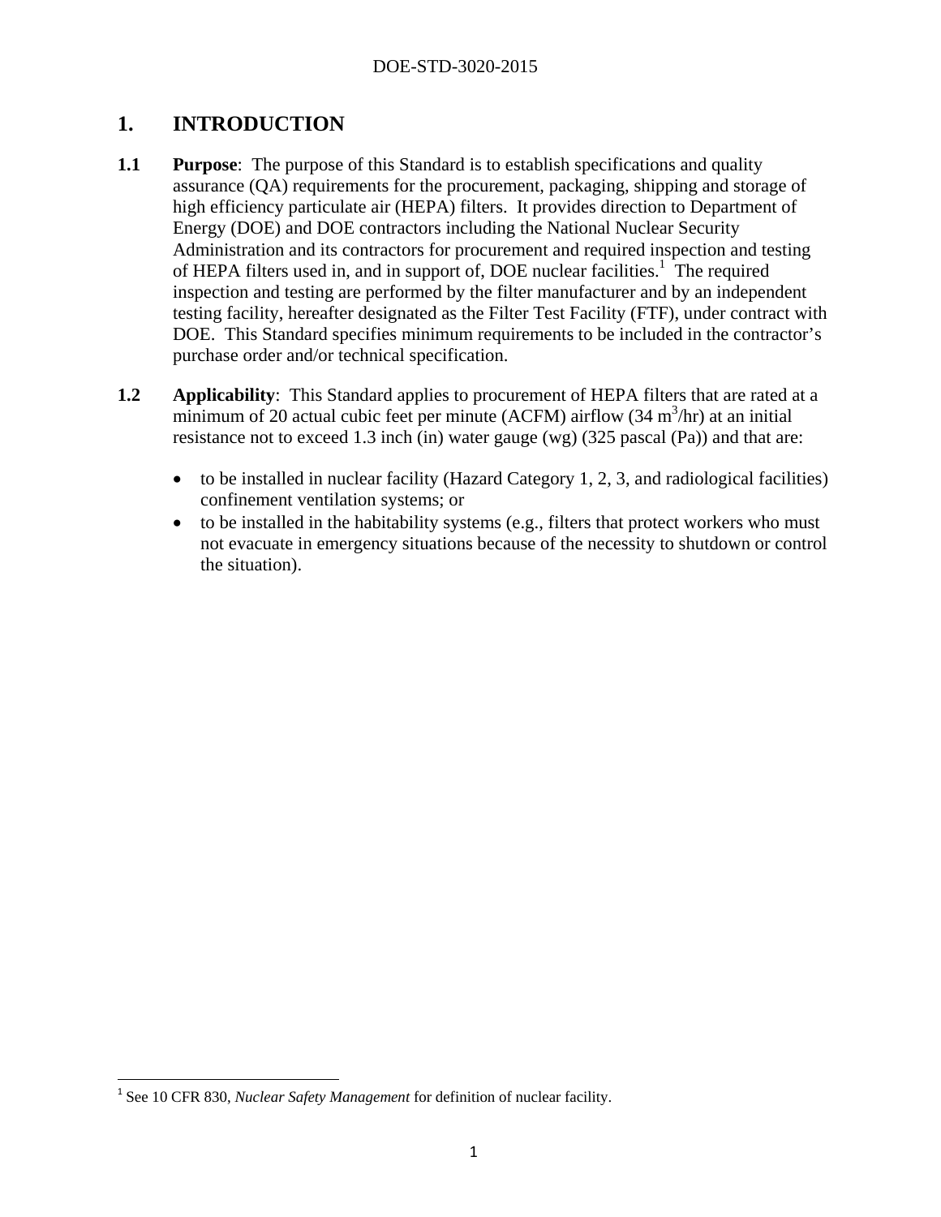# 1. INTRODUCTION

**1.1 Purpose**: The purpose of this Standard is to establish specifications and quality assurance (QA) requirements for the procurement, packaging, shipping and storage of high efficiency particulate air (HEPA) filters. It provides direction to Department of Energy (DOE) and DOE contractors including the National Nuclear Security Administration and its contractors for procurement and required inspection and testing of HEPA filters used in, and in support of, DOE nuclear facilities.[1] The required inspection and testing are performed by the filter manufacturer and by an independent testing facility, hereafter designated as the Filter Test Facility (FTF), under contract with DOE. This Standard specifies minimum requirements to be included in the contractor's purchase order and/or technical specification.

**1.2 Applicability**: This Standard applies to procurement of HEPA filters that are rated at a minimum of 20 actual cubic feet per minute (ACFM) airflow (34 $m^3$/hr) at an initial resistance not to exceed 1.3 inch (in) water gauge (wg) (325 pascal (Pa)) and that are:

- to be installed in nuclear facility (Hazard Category 1, 2, 3, and radiological facilities) confinement ventilation systems; or
- to be installed in the habitability systems (e.g., filters that protect workers who must not evacuate in emergency situations because of the necessity to shutdown or control the situation).

[1] See 10 CFR 830, *Nuclear Safety Management* for definition of nuclear facility.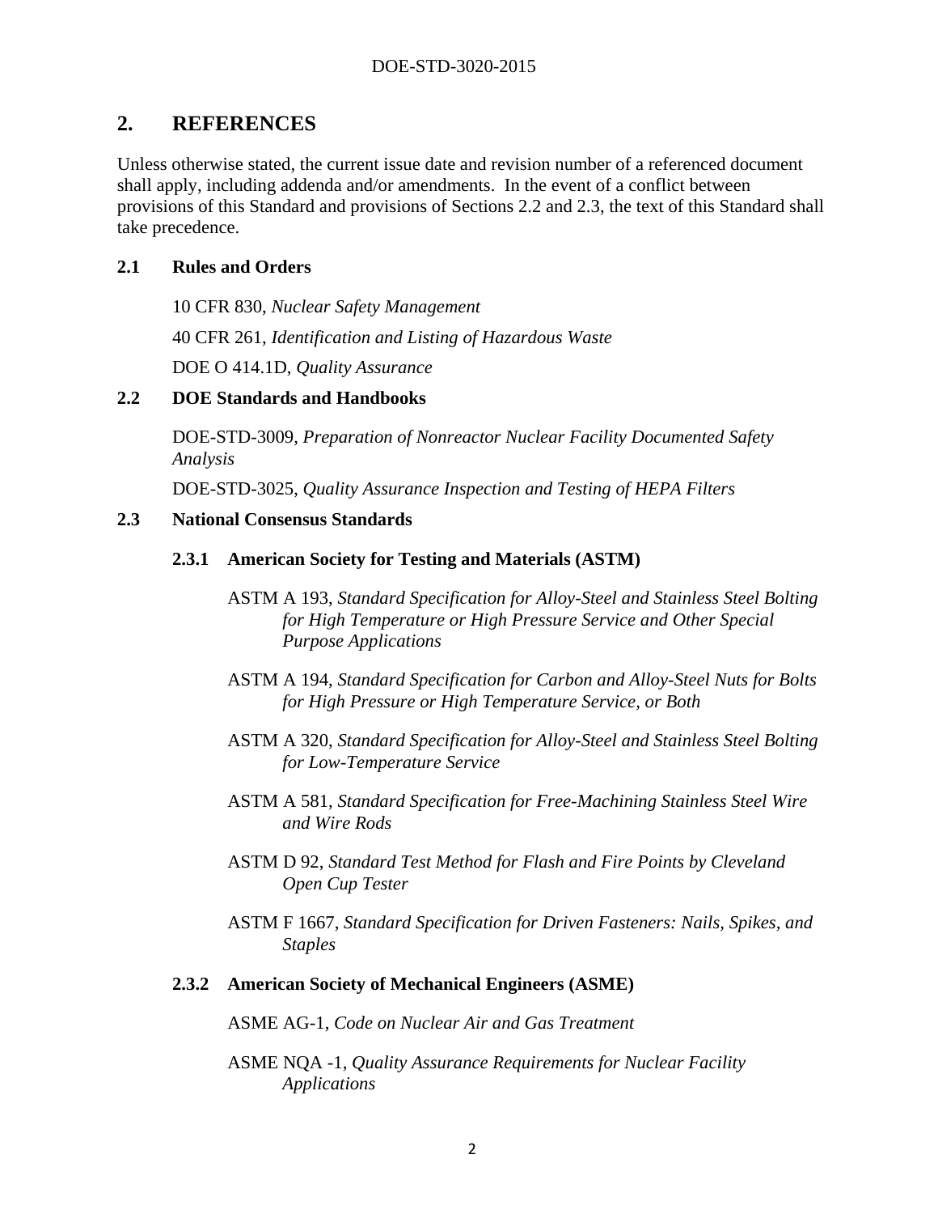## 2. REFERENCES

Unless otherwise stated, the current issue date and revision number of a referenced document shall apply, including addenda and/or amendments. In the event of a conflict between provisions of this Standard and provisions of Sections 2.2 and 2.3, the text of this Standard shall take precedence.

### 2.1 Rules and Orders

10 CFR 830, *Nuclear Safety Management*

40 CFR 261, *Identification and Listing of Hazardous Waste*

DOE O 414.1D, *Quality Assurance*

### 2.2 DOE Standards and Handbooks

DOE-STD-3009, *Preparation of Nonreactor Nuclear Facility Documented Safety Analysis*

DOE-STD-3025, *Quality Assurance Inspection and Testing of HEPA Filters*

### 2.3 National Consensus Standards

#### 2.3.1 American Society for Testing and Materials (ASTM)

ASTM A 193, *Standard Specification for Alloy-Steel and Stainless Steel Bolting for High Temperature or High Pressure Service and Other Special Purpose Applications*

ASTM A 194, *Standard Specification for Carbon and Alloy-Steel Nuts for Bolts for High Pressure or High Temperature Service, or Both*

ASTM A 320, *Standard Specification for Alloy-Steel and Stainless Steel Bolting for Low-Temperature Service*

ASTM A 581, *Standard Specification for Free-Machining Stainless Steel Wire and Wire Rods*

ASTM D 92, *Standard Test Method for Flash and Fire Points by Cleveland Open Cup Tester*

ASTM F 1667, *Standard Specification for Driven Fasteners: Nails, Spikes, and Staples*

#### 2.3.2 American Society of Mechanical Engineers (ASME)

ASME AG-1, *Code on Nuclear Air and Gas Treatment*

ASME NQA -1, *Quality Assurance Requirements for Nuclear Facility Applications*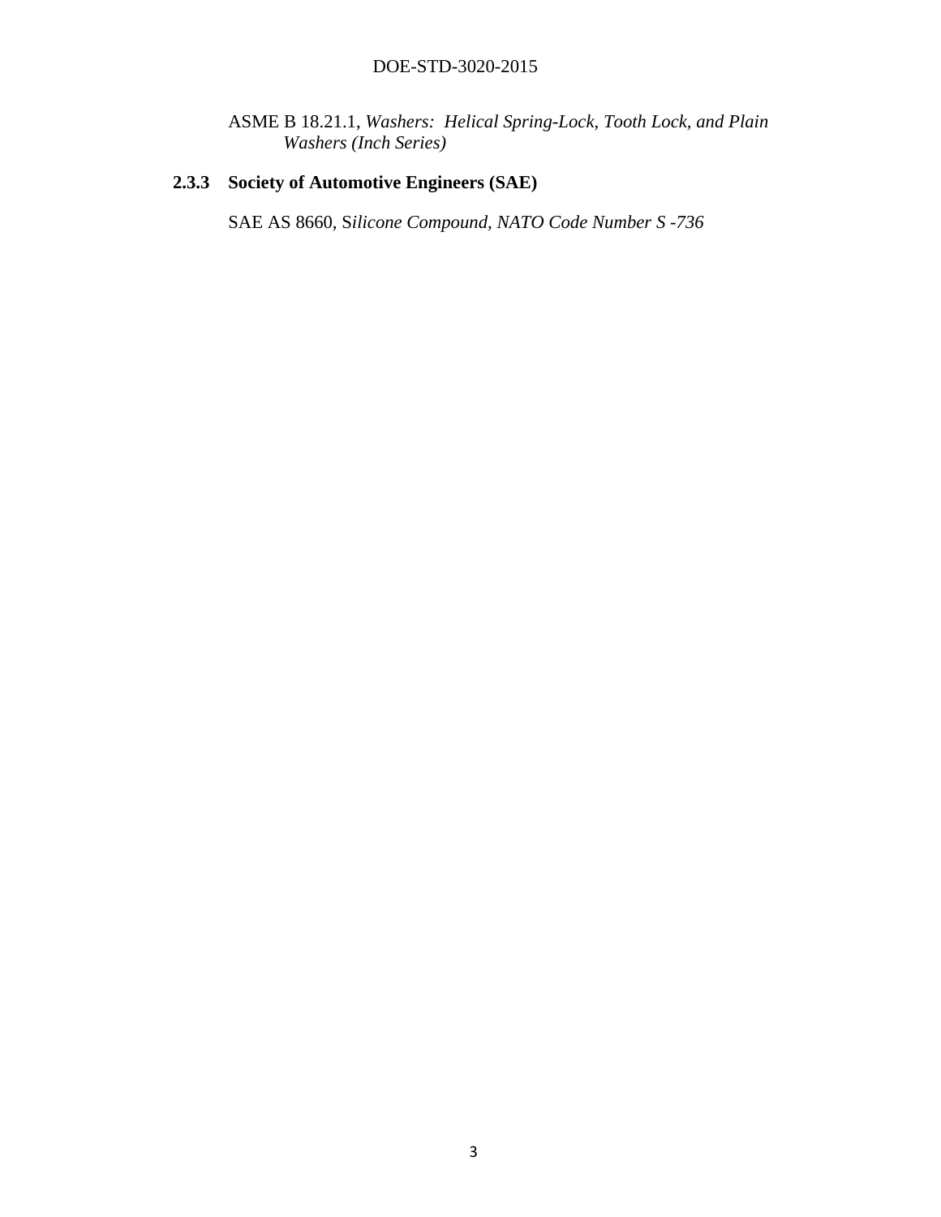ASME B 18.21.1, *Washers: Helical Spring-Lock, Tooth Lock, and Plain Washers (Inch Series)*

### 2.3.3 Society of Automotive Engineers (SAE)

SAE AS 8660, S*ilicone Compound, NATO Code Number S -736*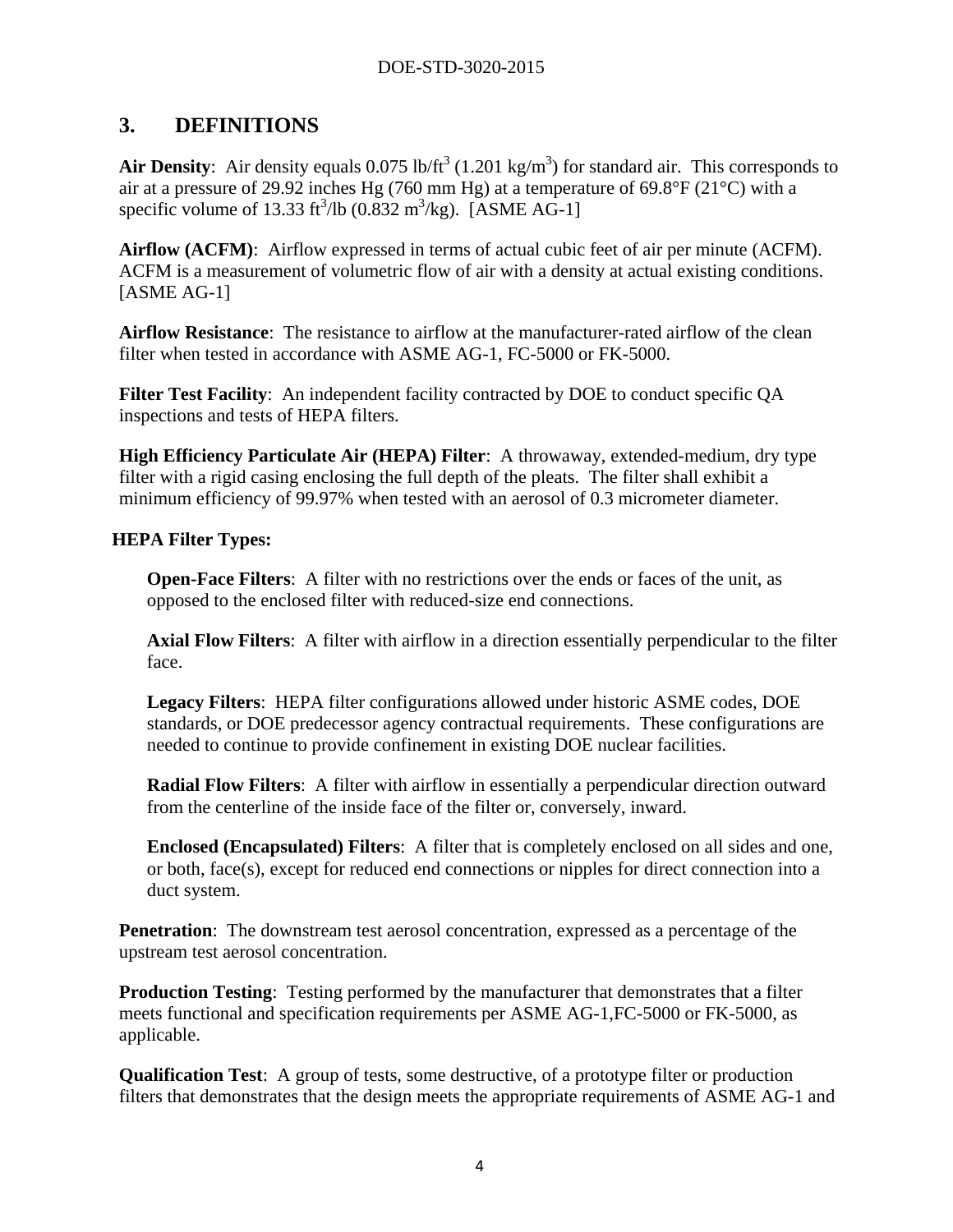## 3. DEFINITIONS

**Air Density**: Air density equals 0.075 lb/ft$^3$ (1.201 kg/m$^3$) for standard air. This corresponds to air at a pressure of 29.92 inches Hg (760 mm Hg) at a temperature of 69.8°F (21°C) with a specific volume of 13.33 ft$^3$/lb (0.832 m$^3$/kg). [ASME AG-1]

**Airflow (ACFM)**: Airflow expressed in terms of actual cubic feet of air per minute (ACFM). ACFM is a measurement of volumetric flow of air with a density at actual existing conditions. [ASME AG-1]

**Airflow Resistance**: The resistance to airflow at the manufacturer-rated airflow of the clean filter when tested in accordance with ASME AG-1, FC-5000 or FK-5000.

**Filter Test Facility**: An independent facility contracted by DOE to conduct specific QA inspections and tests of HEPA filters.

**High Efficiency Particulate Air (HEPA) Filter**: A throwaway, extended-medium, dry type filter with a rigid casing enclosing the full depth of the pleats. The filter shall exhibit a minimum efficiency of 99.97% when tested with an aerosol of 0.3 micrometer diameter.

**HEPA Filter Types:**

**Open-Face Filters**: A filter with no restrictions over the ends or faces of the unit, as opposed to the enclosed filter with reduced-size end connections.

**Axial Flow Filters**: A filter with airflow in a direction essentially perpendicular to the filter face.

**Legacy Filters**: HEPA filter configurations allowed under historic ASME codes, DOE standards, or DOE predecessor agency contractual requirements. These configurations are needed to continue to provide confinement in existing DOE nuclear facilities.

**Radial Flow Filters**: A filter with airflow in essentially a perpendicular direction outward from the centerline of the inside face of the filter or, conversely, inward.

**Enclosed (Encapsulated) Filters**: A filter that is completely enclosed on all sides and one, or both, face(s), except for reduced end connections or nipples for direct connection into a duct system.

**Penetration**: The downstream test aerosol concentration, expressed as a percentage of the upstream test aerosol concentration.

**Production Testing**: Testing performed by the manufacturer that demonstrates that a filter meets functional and specification requirements per ASME AG-1,FC-5000 or FK-5000, as applicable.

**Qualification Test**: A group of tests, some destructive, of a prototype filter or production filters that demonstrates that the design meets the appropriate requirements of ASME AG-1 and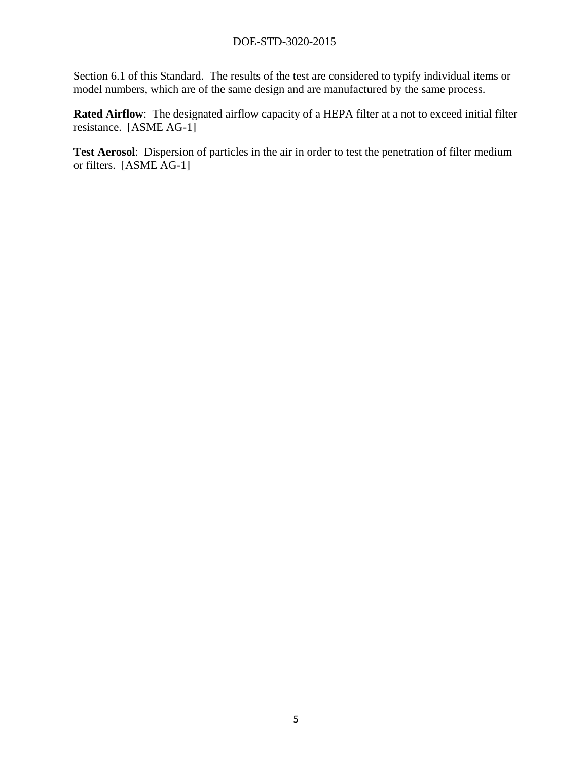Section 6.1 of this Standard. The results of the test are considered to typify individual items or model numbers, which are of the same design and are manufactured by the same process.

**Rated Airflow**: The designated airflow capacity of a HEPA filter at a not to exceed initial filter resistance. [ASME AG-1]

**Test Aerosol**: Dispersion of particles in the air in order to test the penetration of filter medium or filters. [ASME AG-1]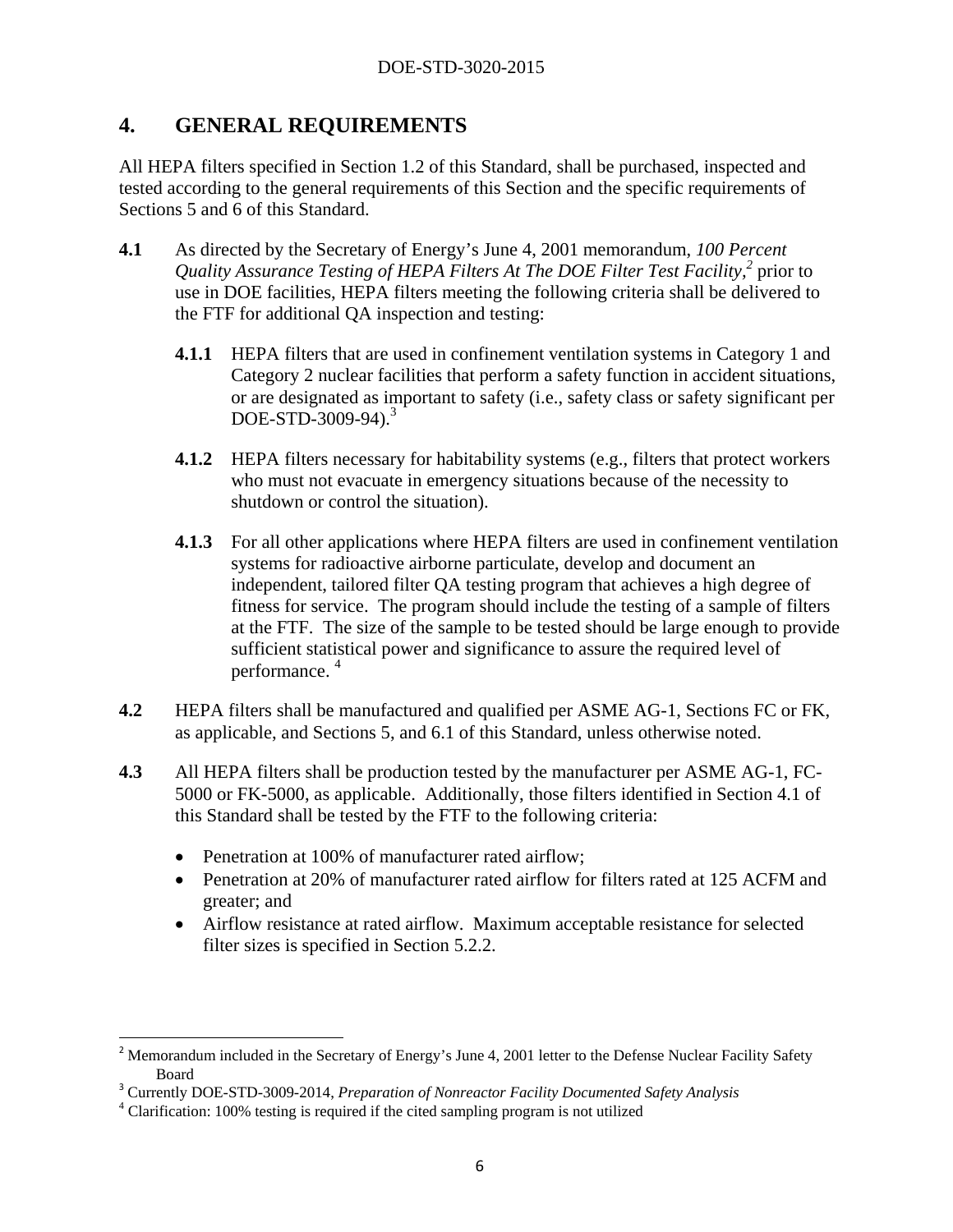# 4. GENERAL REQUIREMENTS

All HEPA filters specified in Section 1.2 of this Standard, shall be purchased, inspected and tested according to the general requirements of this Section and the specific requirements of Sections 5 and 6 of this Standard.

**4.1** As directed by the Secretary of Energy's June 4, 2001 memorandum, *100 Percent Quality Assurance Testing of HEPA Filters At The DOE Filter Test Facility*,[2] prior to use in DOE facilities, HEPA filters meeting the following criteria shall be delivered to the FTF for additional QA inspection and testing:

**4.1.1** HEPA filters that are used in confinement ventilation systems in Category 1 and Category 2 nuclear facilities that perform a safety function in accident situations, or are designated as important to safety (i.e., safety class or safety significant per DOE-STD-3009-94).[3]

**4.1.2** HEPA filters necessary for habitability systems (e.g., filters that protect workers who must not evacuate in emergency situations because of the necessity to shutdown or control the situation).

**4.1.3** For all other applications where HEPA filters are used in confinement ventilation systems for radioactive airborne particulate, develop and document an independent, tailored filter QA testing program that achieves a high degree of fitness for service. The program should include the testing of a sample of filters at the FTF. The size of the sample to be tested should be large enough to provide sufficient statistical power and significance to assure the required level of performance. [4]

**4.2** HEPA filters shall be manufactured and qualified per ASME AG-1, Sections FC or FK, as applicable, and Sections 5, and 6.1 of this Standard, unless otherwise noted.

**4.3** All HEPA filters shall be production tested by the manufacturer per ASME AG-1, FC-5000 or FK-5000, as applicable. Additionally, those filters identified in Section 4.1 of this Standard shall be tested by the FTF to the following criteria:

- Penetration at 100% of manufacturer rated airflow;
- Penetration at 20% of manufacturer rated airflow for filters rated at 125 ACFM and greater; and
- Airflow resistance at rated airflow. Maximum acceptable resistance for selected filter sizes is specified in Section 5.2.2.

---

[2] Memorandum included in the Secretary of Energy's June 4, 2001 letter to the Defense Nuclear Facility Safety Board

[3] Currently DOE-STD-3009-2014, *Preparation of Nonreactor Facility Documented Safety Analysis*

[4] Clarification: 100% testing is required if the cited sampling program is not utilized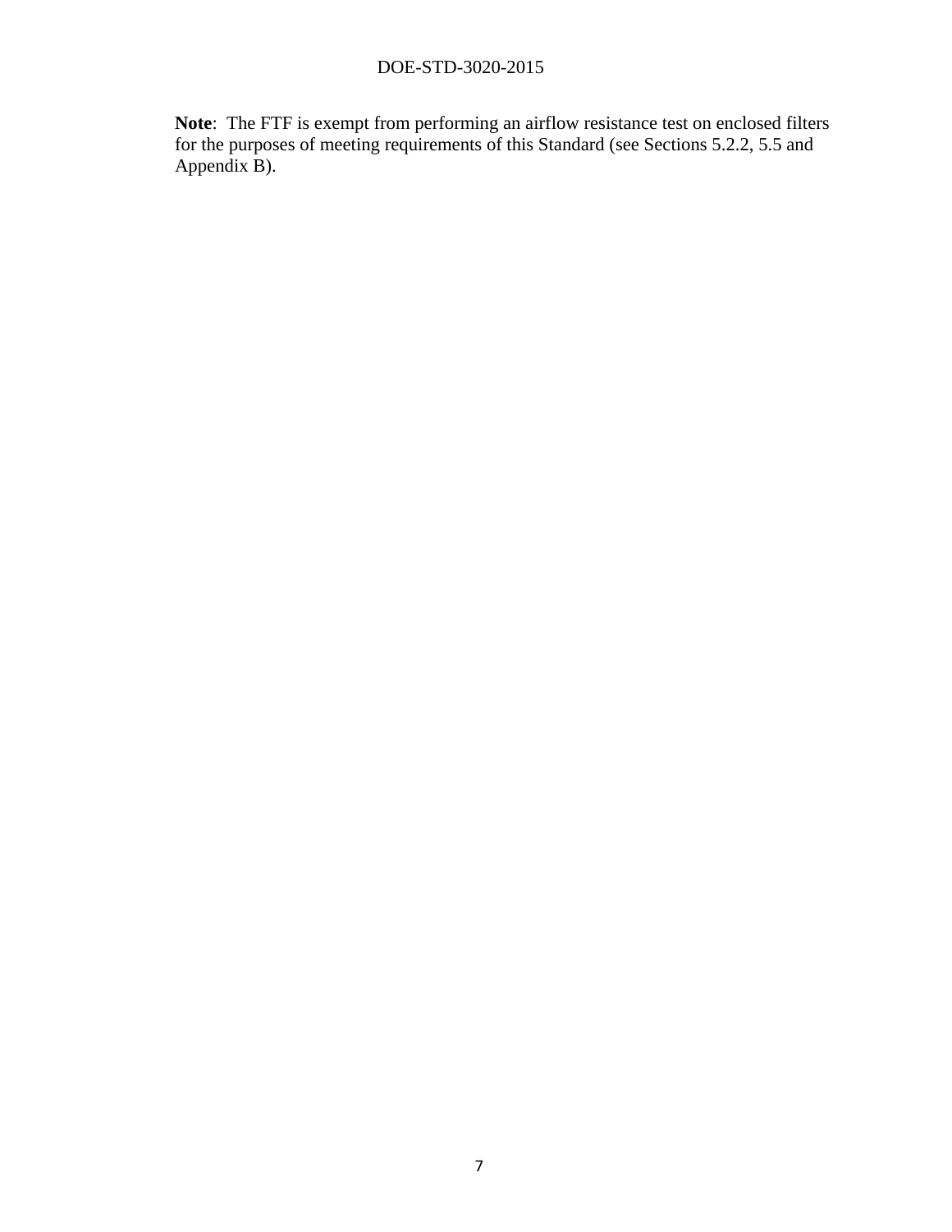**Note**: The FTF is exempt from performing an airflow resistance test on enclosed filters for the purposes of meeting requirements of this Standard (see Sections 5.2.2, 5.5 and Appendix B).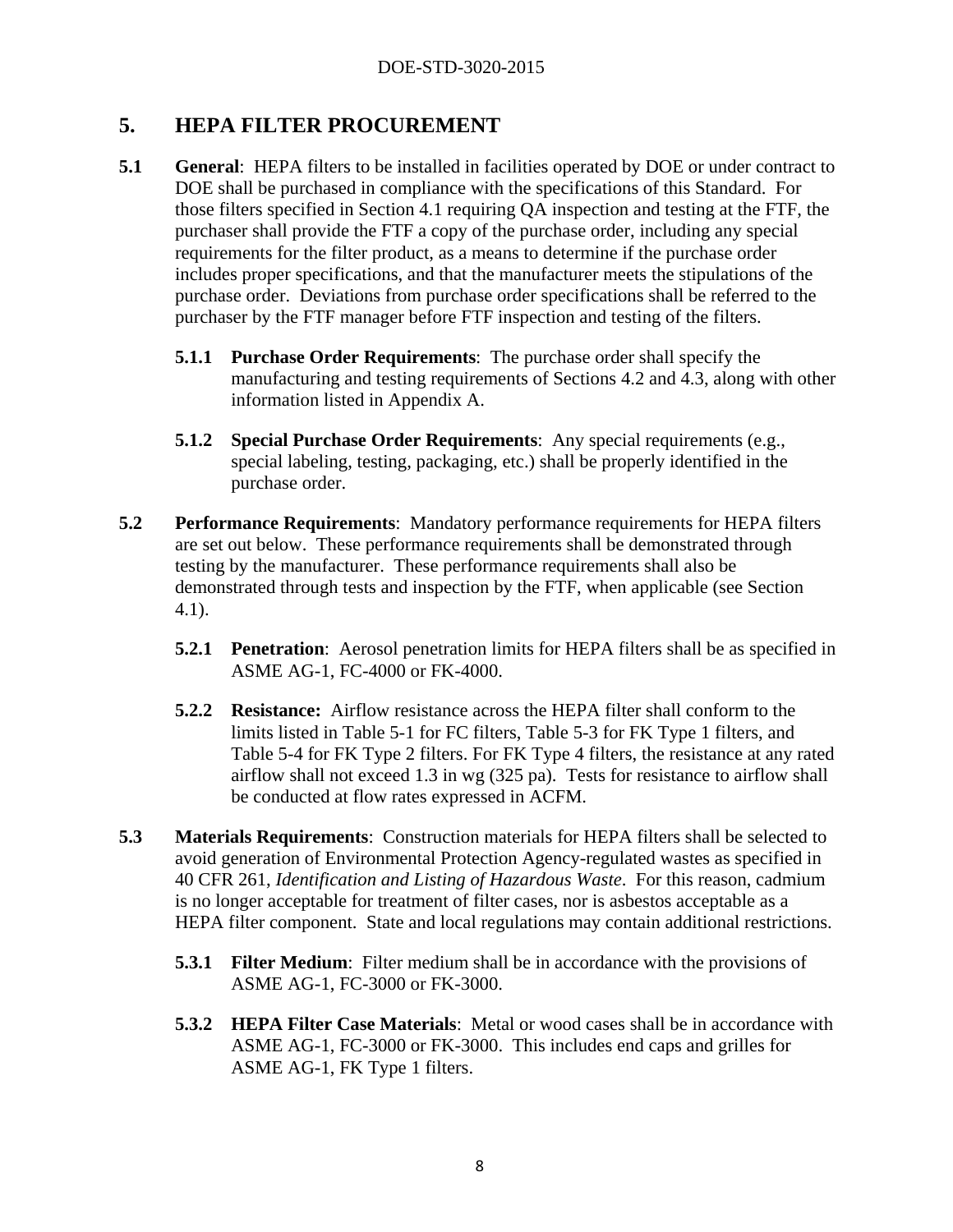# 5. HEPA FILTER PROCUREMENT

**5.1 General**: HEPA filters to be installed in facilities operated by DOE or under contract to DOE shall be purchased in compliance with the specifications of this Standard. For those filters specified in Section 4.1 requiring QA inspection and testing at the FTF, the purchaser shall provide the FTF a copy of the purchase order, including any special requirements for the filter product, as a means to determine if the purchase order includes proper specifications, and that the manufacturer meets the stipulations of the purchase order. Deviations from purchase order specifications shall be referred to the purchaser by the FTF manager before FTF inspection and testing of the filters.

**5.1.1 Purchase Order Requirements**: The purchase order shall specify the manufacturing and testing requirements of Sections 4.2 and 4.3, along with other information listed in Appendix A.

**5.1.2 Special Purchase Order Requirements**: Any special requirements (e.g., special labeling, testing, packaging, etc.) shall be properly identified in the purchase order.

**5.2 Performance Requirements**: Mandatory performance requirements for HEPA filters are set out below. These performance requirements shall be demonstrated through testing by the manufacturer. These performance requirements shall also be demonstrated through tests and inspection by the FTF, when applicable (see Section 4.1).

**5.2.1 Penetration**: Aerosol penetration limits for HEPA filters shall be as specified in ASME AG-1, FC-4000 or FK-4000.

**5.2.2 Resistance:** Airflow resistance across the HEPA filter shall conform to the limits listed in Table 5-1 for FC filters, Table 5-3 for FK Type 1 filters, and Table 5-4 for FK Type 2 filters. For FK Type 4 filters, the resistance at any rated airflow shall not exceed 1.3 in wg (325 pa). Tests for resistance to airflow shall be conducted at flow rates expressed in ACFM.

**5.3 Materials Requirements**: Construction materials for HEPA filters shall be selected to avoid generation of Environmental Protection Agency-regulated wastes as specified in 40 CFR 261, *Identification and Listing of Hazardous Waste*. For this reason, cadmium is no longer acceptable for treatment of filter cases, nor is asbestos acceptable as a HEPA filter component. State and local regulations may contain additional restrictions.

**5.3.1 Filter Medium**: Filter medium shall be in accordance with the provisions of ASME AG-1, FC-3000 or FK-3000.

**5.3.2 HEPA Filter Case Materials**: Metal or wood cases shall be in accordance with ASME AG-1, FC-3000 or FK-3000. This includes end caps and grilles for ASME AG-1, FK Type 1 filters.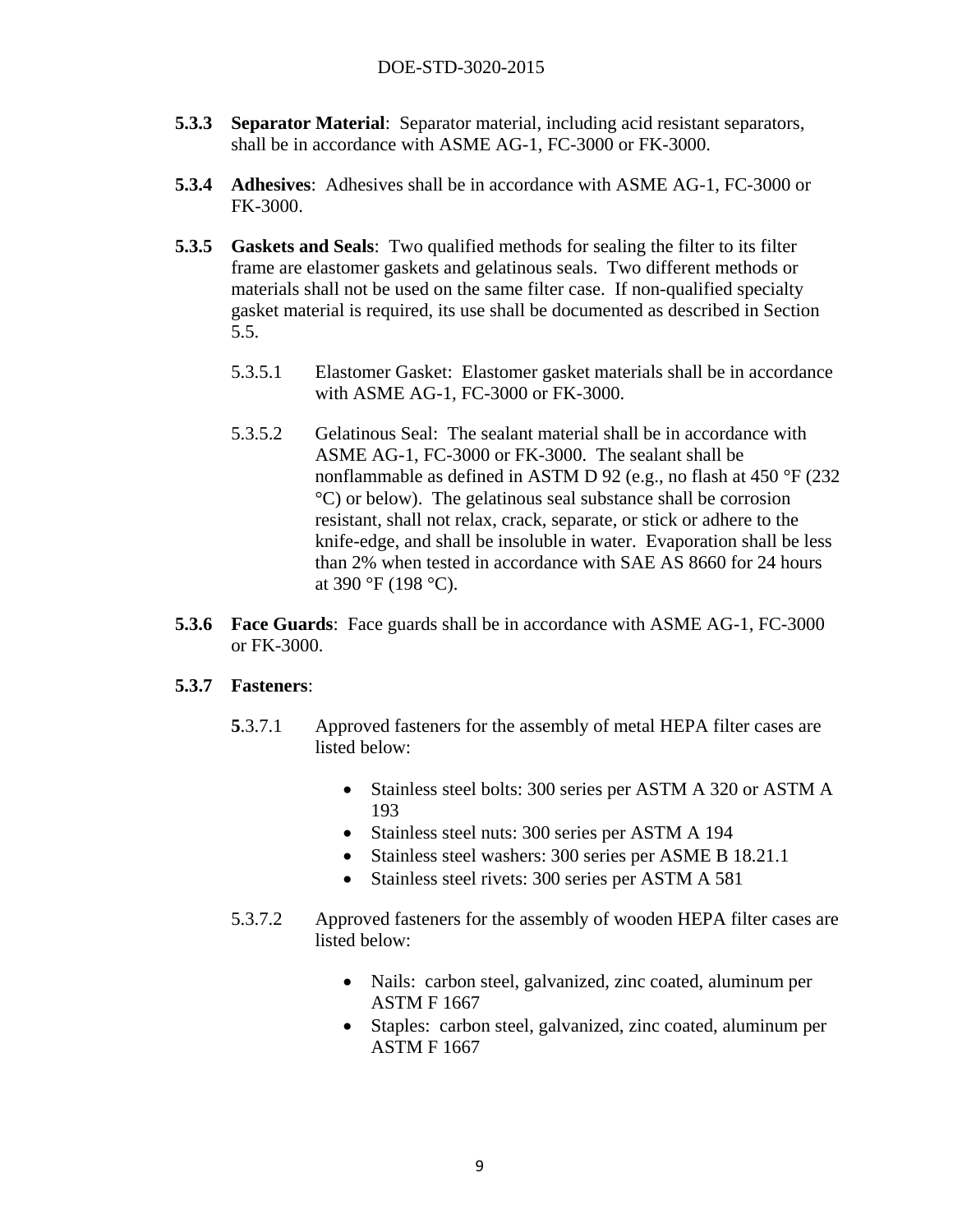**5.3.3 Separator Material**: Separator material, including acid resistant separators, shall be in accordance with ASME AG-1, FC-3000 or FK-3000.

**5.3.4 Adhesives**: Adhesives shall be in accordance with ASME AG-1, FC-3000 or FK-3000.

**5.3.5 Gaskets and Seals**: Two qualified methods for sealing the filter to its filter frame are elastomer gaskets and gelatinous seals. Two different methods or materials shall not be used on the same filter case. If non-qualified specialty gasket material is required, its use shall be documented as described in Section 5.5.

5.3.5.1 Elastomer Gasket: Elastomer gasket materials shall be in accordance with ASME AG-1, FC-3000 or FK-3000.

5.3.5.2 Gelatinous Seal: The sealant material shall be in accordance with ASME AG-1, FC-3000 or FK-3000. The sealant shall be nonflammable as defined in ASTM D 92 (e.g., no flash at 450 °F (232 °C) or below). The gelatinous seal substance shall be corrosion resistant, shall not relax, crack, separate, or stick or adhere to the knife-edge, and shall be insoluble in water. Evaporation shall be less than 2% when tested in accordance with SAE AS 8660 for 24 hours at 390 °F (198 °C).

**5.3.6 Face Guards**: Face guards shall be in accordance with ASME AG-1, FC-3000 or FK-3000.

**5.3.7 Fasteners**:

**5**.3.7.1 Approved fasteners for the assembly of metal HEPA filter cases are listed below:

- Stainless steel bolts: 300 series per ASTM A 320 or ASTM A 193
- Stainless steel nuts: 300 series per ASTM A 194
- Stainless steel washers: 300 series per ASME B 18.21.1
- Stainless steel rivets: 300 series per ASTM A 581

5.3.7.2 Approved fasteners for the assembly of wooden HEPA filter cases are listed below:

- Nails: carbon steel, galvanized, zinc coated, aluminum per ASTM F 1667
- Staples: carbon steel, galvanized, zinc coated, aluminum per ASTM F 1667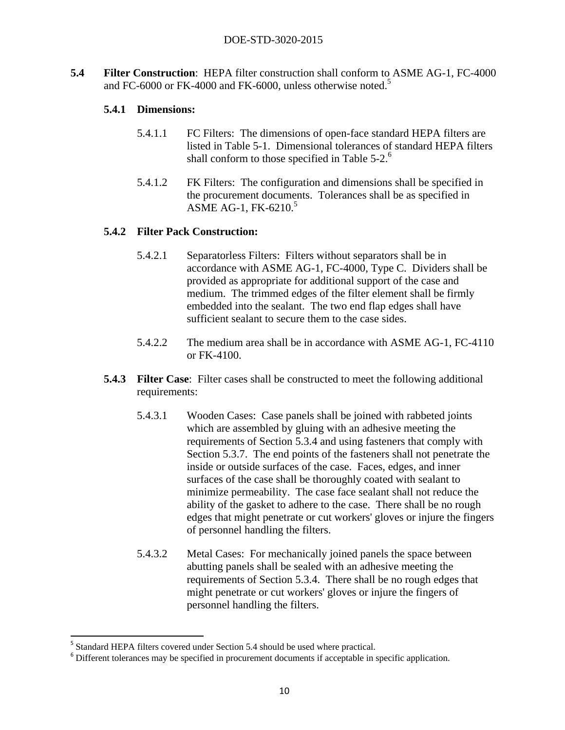**5.4 Filter Construction**: HEPA filter construction shall conform to ASME AG-1, FC-4000 and FC-6000 or FK-4000 and FK-6000, unless otherwise noted.[5]

**5.4.1 Dimensions:**

5.4.1.1 FC Filters: The dimensions of open-face standard HEPA filters are listed in Table 5-1. Dimensional tolerances of standard HEPA filters shall conform to those specified in Table 5-2.[6]

5.4.1.2 FK Filters: The configuration and dimensions shall be specified in the procurement documents. Tolerances shall be as specified in ASME AG-1, FK-6210.[5]

**5.4.2 Filter Pack Construction:**

5.4.2.1 Separatorless Filters: Filters without separators shall be in accordance with ASME AG-1, FC-4000, Type C. Dividers shall be provided as appropriate for additional support of the case and medium. The trimmed edges of the filter element shall be firmly embedded into the sealant. The two end flap edges shall have sufficient sealant to secure them to the case sides.

5.4.2.2 The medium area shall be in accordance with ASME AG-1, FC-4110 or FK-4100.

**5.4.3 Filter Case**: Filter cases shall be constructed to meet the following additional requirements:

5.4.3.1 Wooden Cases: Case panels shall be joined with rabbeted joints which are assembled by gluing with an adhesive meeting the requirements of Section 5.3.4 and using fasteners that comply with Section 5.3.7. The end points of the fasteners shall not penetrate the inside or outside surfaces of the case. Faces, edges, and inner surfaces of the case shall be thoroughly coated with sealant to minimize permeability. The case face sealant shall not reduce the ability of the gasket to adhere to the case. There shall be no rough edges that might penetrate or cut workers' gloves or injure the fingers of personnel handling the filters.

5.4.3.2 Metal Cases: For mechanically joined panels the space between abutting panels shall be sealed with an adhesive meeting the requirements of Section 5.3.4. There shall be no rough edges that might penetrate or cut workers' gloves or injure the fingers of personnel handling the filters.

---

[5] Standard HEPA filters covered under Section 5.4 should be used where practical.

[6] Different tolerances may be specified in procurement documents if acceptable in specific application.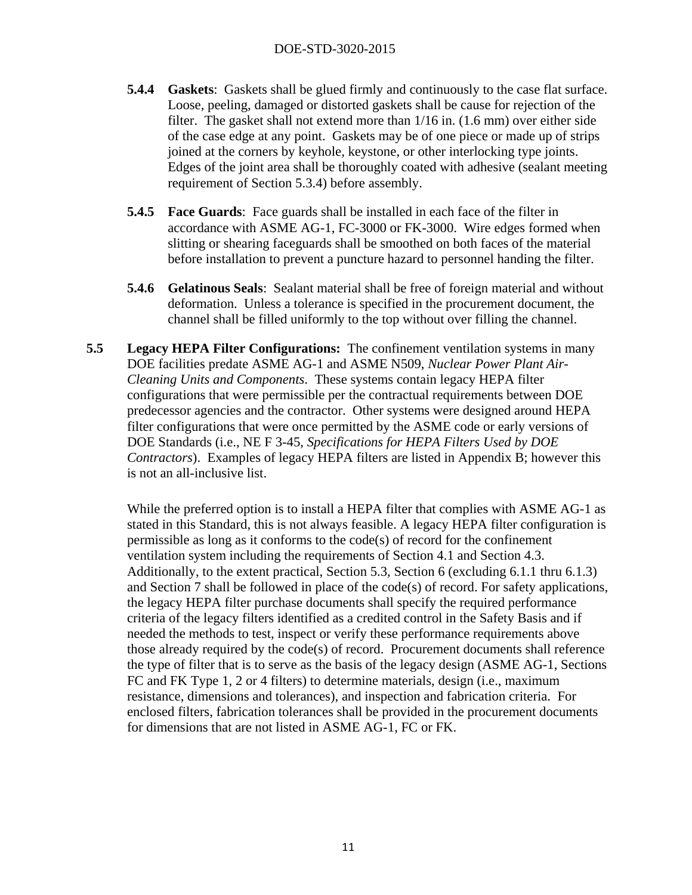**5.4.4 Gaskets**: Gaskets shall be glued firmly and continuously to the case flat surface. Loose, peeling, damaged or distorted gaskets shall be cause for rejection of the filter. The gasket shall not extend more than 1/16 in. (1.6 mm) over either side of the case edge at any point. Gaskets may be of one piece or made up of strips joined at the corners by keyhole, keystone, or other interlocking type joints. Edges of the joint area shall be thoroughly coated with adhesive (sealant meeting requirement of Section 5.3.4) before assembly.

**5.4.5 Face Guards**: Face guards shall be installed in each face of the filter in accordance with ASME AG-1, FC-3000 or FK-3000. Wire edges formed when slitting or shearing faceguards shall be smoothed on both faces of the material before installation to prevent a puncture hazard to personnel handing the filter.

**5.4.6 Gelatinous Seals**: Sealant material shall be free of foreign material and without deformation. Unless a tolerance is specified in the procurement document, the channel shall be filled uniformly to the top without over filling the channel.

**5.5 Legacy HEPA Filter Configurations:** The confinement ventilation systems in many DOE facilities predate ASME AG-1 and ASME N509, *Nuclear Power Plant Air-Cleaning Units and Components*. These systems contain legacy HEPA filter configurations that were permissible per the contractual requirements between DOE predecessor agencies and the contractor. Other systems were designed around HEPA filter configurations that were once permitted by the ASME code or early versions of DOE Standards (i.e., NE F 3-45, *Specifications for HEPA Filters Used by DOE Contractors*). Examples of legacy HEPA filters are listed in Appendix B; however this is not an all-inclusive list.

While the preferred option is to install a HEPA filter that complies with ASME AG-1 as stated in this Standard, this is not always feasible. A legacy HEPA filter configuration is permissible as long as it conforms to the code(s) of record for the confinement ventilation system including the requirements of Section 4.1 and Section 4.3. Additionally, to the extent practical, Section 5.3, Section 6 (excluding 6.1.1 thru 6.1.3) and Section 7 shall be followed in place of the code(s) of record. For safety applications, the legacy HEPA filter purchase documents shall specify the required performance criteria of the legacy filters identified as a credited control in the Safety Basis and if needed the methods to test, inspect or verify these performance requirements above those already required by the code(s) of record. Procurement documents shall reference the type of filter that is to serve as the basis of the legacy design (ASME AG-1, Sections FC and FK Type 1, 2 or 4 filters) to determine materials, design (i.e., maximum resistance, dimensions and tolerances), and inspection and fabrication criteria. For enclosed filters, fabrication tolerances shall be provided in the procurement documents for dimensions that are not listed in ASME AG-1, FC or FK.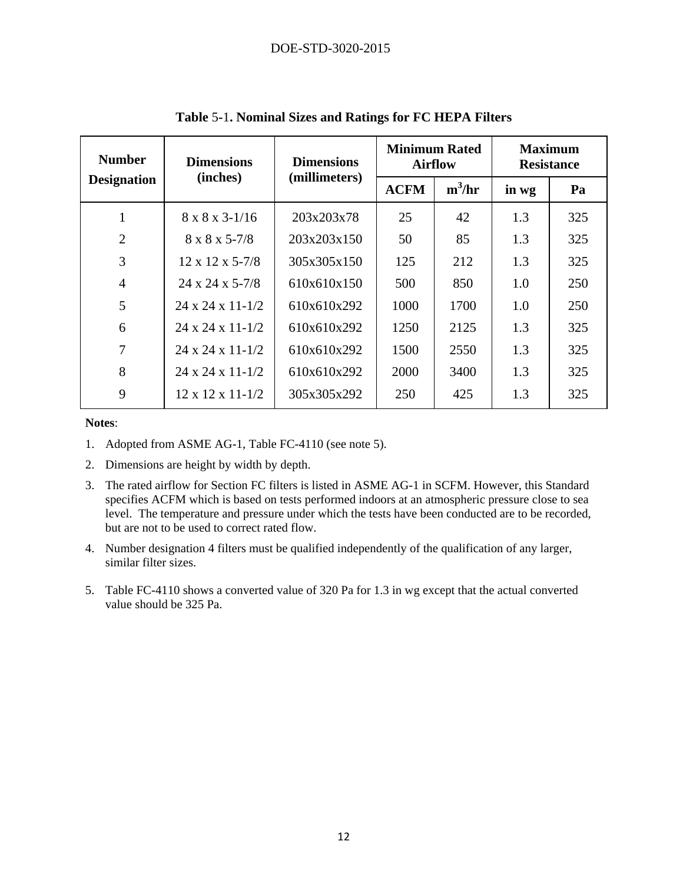**Table 5-1. Nominal Sizes and Ratings for FC HEPA Filters**

| Number Designation | Dimensions (inches) | Dimensions (millimeters) | Minimum Rated Airflow | | Maximum Resistance | |
|---|---|---|---|---|---|---|
| | | | ACFM | $m^3$/hr | in wg | Pa |
| 1 | 8 x 8 x 3-1/16 | 203x203x78 | 25 | 42 | 1.3 | 325 |
| 2 | 8 x 8 x 5-7/8 | 203x203x150 | 50 | 85 | 1.3 | 325 |
| 3 | 12 x 12 x 5-7/8 | 305x305x150 | 125 | 212 | 1.3 | 325 |
| 4 | 24 x 24 x 5-7/8 | 610x610x150 | 500 | 850 | 1.0 | 250 |
| 5 | 24 x 24 x 11-1/2 | 610x610x292 | 1000 | 1700 | 1.0 | 250 |
| 6 | 24 x 24 x 11-1/2 | 610x610x292 | 1250 | 2125 | 1.3 | 325 |
| 7 | 24 x 24 x 11-1/2 | 610x610x292 | 1500 | 2550 | 1.3 | 325 |
| 8 | 24 x 24 x 11-1/2 | 610x610x292 | 2000 | 3400 | 1.3 | 325 |
| 9 | 12 x 12 x 11-1/2 | 305x305x292 | 250 | 425 | 1.3 | 325 |

**Notes**:

1. Adopted from ASME AG-1, Table FC-4110 (see note 5).
2. Dimensions are height by width by depth.
3. The rated airflow for Section FC filters is listed in ASME AG-1 in SCFM. However, this Standard specifies ACFM which is based on tests performed indoors at an atmospheric pressure close to sea level. The temperature and pressure under which the tests have been conducted are to be recorded, but are not to be used to correct rated flow.
4. Number designation 4 filters must be qualified independently of the qualification of any larger, similar filter sizes.
5. Table FC-4110 shows a converted value of 320 Pa for 1.3 in wg except that the actual converted value should be 325 Pa.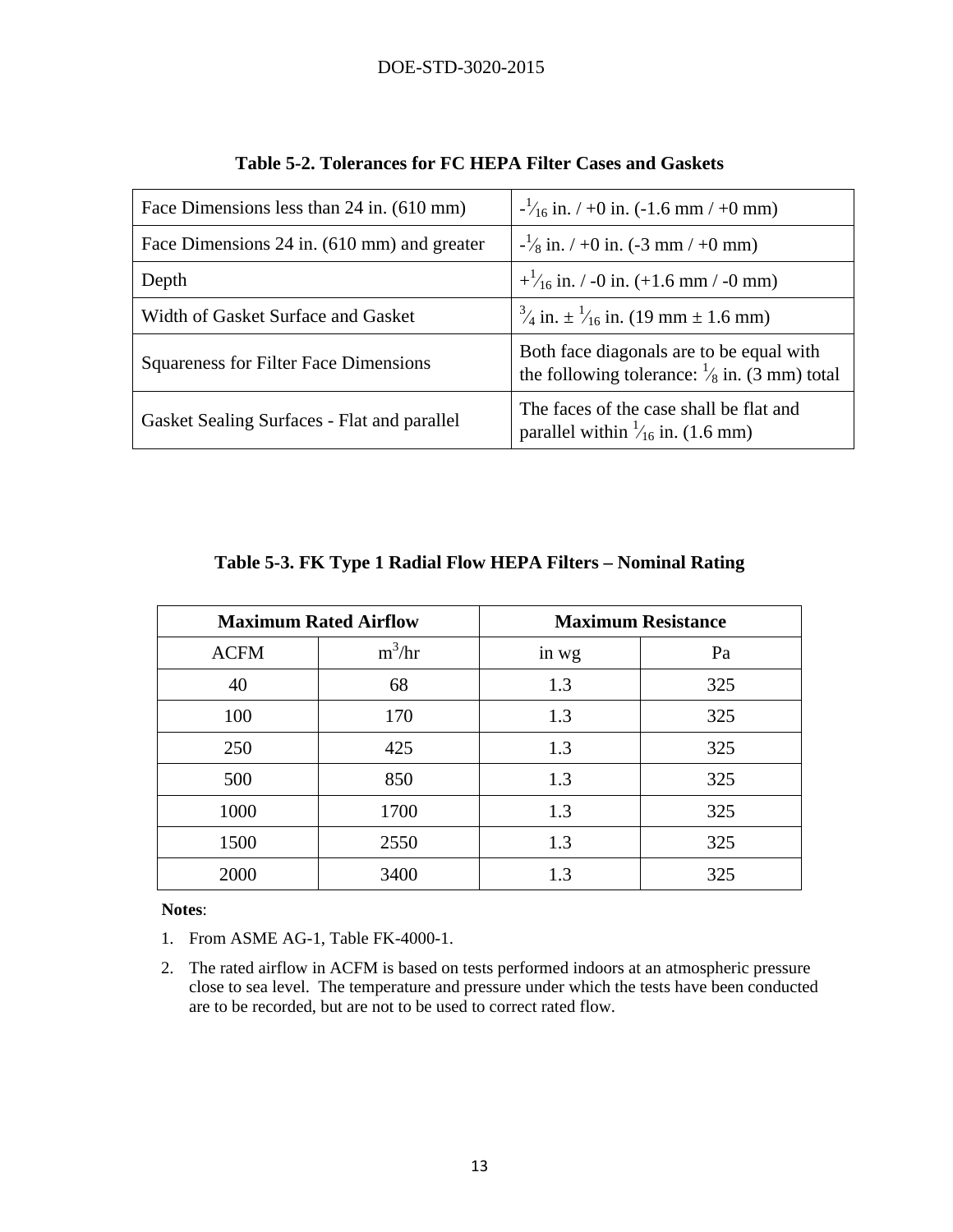**Table 5-2. Tolerances for FC HEPA Filter Cases and Gaskets**

| | |
|---|---|
| Face Dimensions less than 24 in. (610 mm) | $-^{1}/_{16}$ in. / +0 in. (-1.6 mm / +0 mm) |
| Face Dimensions 24 in. (610 mm) and greater | $-^{1}/_{8}$ in. / +0 in. (-3 mm / +0 mm) |
| Depth | $+^{1}/_{16}$ in. / -0 in. (+1.6 mm / -0 mm) |
| Width of Gasket Surface and Gasket | $^{3}/_{4}$ in. ± $^{1}/_{16}$ in. (19 mm ± 1.6 mm) |
| Squareness for Filter Face Dimensions | Both face diagonals are to be equal with the following tolerance: $^{1}/_{8}$ in. (3 mm) total |
| Gasket Sealing Surfaces - Flat and parallel | The faces of the case shall be flat and parallel within $^{1}/_{16}$ in. (1.6 mm) |

**Table 5-3. FK Type 1 Radial Flow HEPA Filters – Nominal Rating**

| Maximum Rated Airflow | | Maximum Resistance | |
|---|---|---|---|
| ACFM | $m^3$/hr | in wg | Pa |
| 40 | 68 | 1.3 | 325 |
| 100 | 170 | 1.3 | 325 |
| 250 | 425 | 1.3 | 325 |
| 500 | 850 | 1.3 | 325 |
| 1000 | 1700 | 1.3 | 325 |
| 1500 | 2550 | 1.3 | 325 |
| 2000 | 3400 | 1.3 | 325 |

**Notes**:

1. From ASME AG-1, Table FK-4000-1.
2. The rated airflow in ACFM is based on tests performed indoors at an atmospheric pressure close to sea level. The temperature and pressure under which the tests have been conducted are to be recorded, but are not to be used to correct rated flow.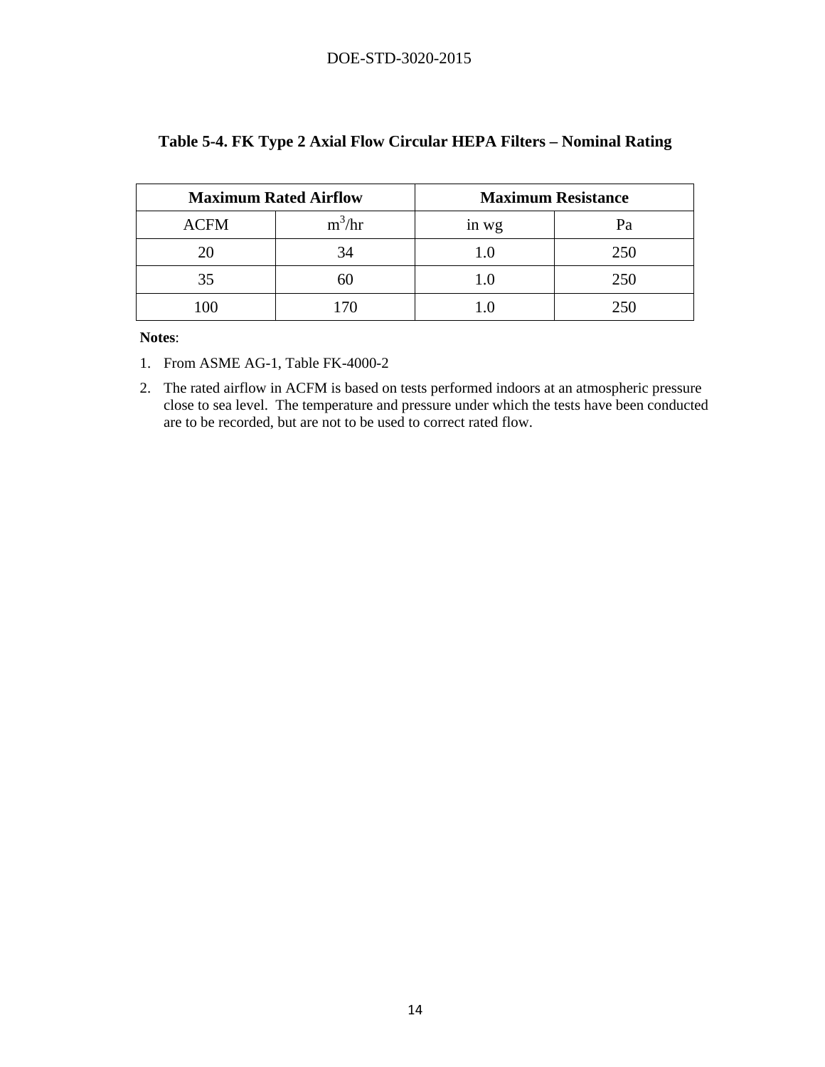**Table 5-4. FK Type 2 Axial Flow Circular HEPA Filters – Nominal Rating**

| Maximum Rated Airflow | | Maximum Resistance | |
|---|---|---|---|
| ACFM | $m^3$/hr | in wg | Pa |
| 20 | 34 | 1.0 | 250 |
| 35 | 60 | 1.0 | 250 |
| 100 | 170 | 1.0 | 250 |

**Notes**:

1. From ASME AG-1, Table FK-4000-2
2. The rated airflow in ACFM is based on tests performed indoors at an atmospheric pressure close to sea level. The temperature and pressure under which the tests have been conducted are to be recorded, but are not to be used to correct rated flow.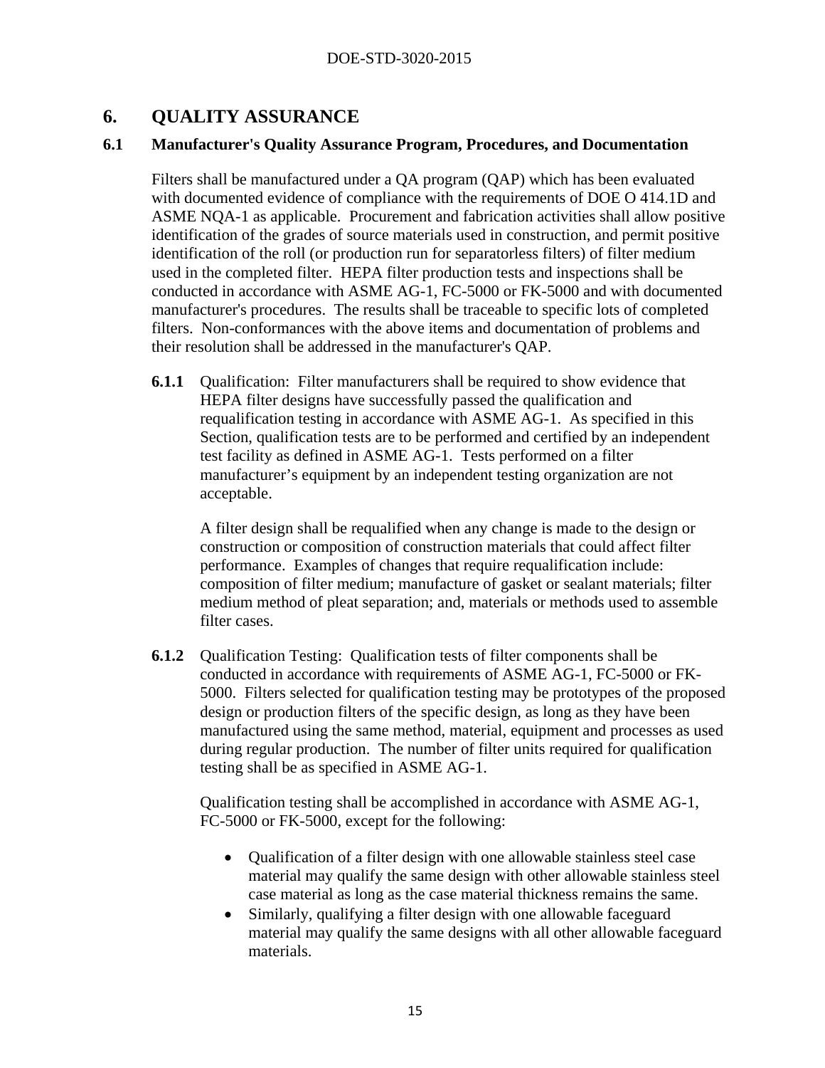# 6. QUALITY ASSURANCE

## 6.1 Manufacturer's Quality Assurance Program, Procedures, and Documentation

Filters shall be manufactured under a QA program (QAP) which has been evaluated with documented evidence of compliance with the requirements of DOE O 414.1D and ASME NQA-1 as applicable. Procurement and fabrication activities shall allow positive identification of the grades of source materials used in construction, and permit positive identification of the roll (or production run for separatorless filters) of filter medium used in the completed filter. HEPA filter production tests and inspections shall be conducted in accordance with ASME AG-1, FC-5000 or FK-5000 and with documented manufacturer's procedures. The results shall be traceable to specific lots of completed filters. Non-conformances with the above items and documentation of problems and their resolution shall be addressed in the manufacturer's QAP.

**6.1.1** Qualification: Filter manufacturers shall be required to show evidence that HEPA filter designs have successfully passed the qualification and requalification testing in accordance with ASME AG-1. As specified in this Section, qualification tests are to be performed and certified by an independent test facility as defined in ASME AG-1. Tests performed on a filter manufacturer's equipment by an independent testing organization are not acceptable.

A filter design shall be requalified when any change is made to the design or construction or composition of construction materials that could affect filter performance. Examples of changes that require requalification include: composition of filter medium; manufacture of gasket or sealant materials; filter medium method of pleat separation; and, materials or methods used to assemble filter cases.

**6.1.2** Qualification Testing: Qualification tests of filter components shall be conducted in accordance with requirements of ASME AG-1, FC-5000 or FK-5000. Filters selected for qualification testing may be prototypes of the proposed design or production filters of the specific design, as long as they have been manufactured using the same method, material, equipment and processes as used during regular production. The number of filter units required for qualification testing shall be as specified in ASME AG-1.

Qualification testing shall be accomplished in accordance with ASME AG-1, FC-5000 or FK-5000, except for the following:

- Qualification of a filter design with one allowable stainless steel case material may qualify the same design with other allowable stainless steel case material as long as the case material thickness remains the same.
- Similarly, qualifying a filter design with one allowable faceguard material may qualify the same designs with all other allowable faceguard materials.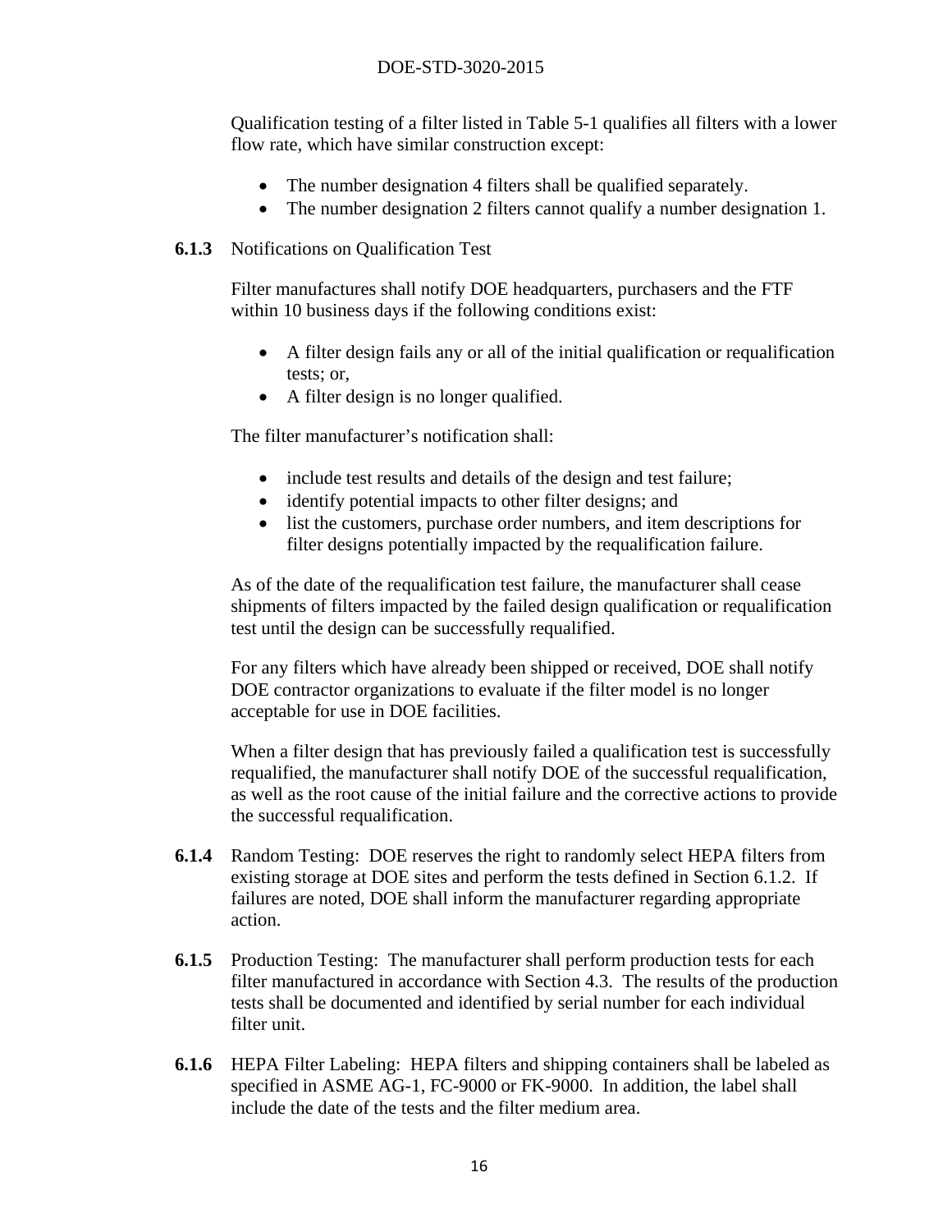Qualification testing of a filter listed in Table 5-1 qualifies all filters with a lower flow rate, which have similar construction except:

- The number designation 4 filters shall be qualified separately.
- The number designation 2 filters cannot qualify a number designation 1.

**6.1.3** Notifications on Qualification Test

Filter manufactures shall notify DOE headquarters, purchasers and the FTF within 10 business days if the following conditions exist:

- A filter design fails any or all of the initial qualification or requalification tests; or,
- A filter design is no longer qualified.

The filter manufacturer's notification shall:

- include test results and details of the design and test failure;
- identify potential impacts to other filter designs; and
- list the customers, purchase order numbers, and item descriptions for filter designs potentially impacted by the requalification failure.

As of the date of the requalification test failure, the manufacturer shall cease shipments of filters impacted by the failed design qualification or requalification test until the design can be successfully requalified.

For any filters which have already been shipped or received, DOE shall notify DOE contractor organizations to evaluate if the filter model is no longer acceptable for use in DOE facilities.

When a filter design that has previously failed a qualification test is successfully requalified, the manufacturer shall notify DOE of the successful requalification, as well as the root cause of the initial failure and the corrective actions to provide the successful requalification.

**6.1.4** Random Testing: DOE reserves the right to randomly select HEPA filters from existing storage at DOE sites and perform the tests defined in Section 6.1.2. If failures are noted, DOE shall inform the manufacturer regarding appropriate action.

**6.1.5** Production Testing: The manufacturer shall perform production tests for each filter manufactured in accordance with Section 4.3. The results of the production tests shall be documented and identified by serial number for each individual filter unit.

**6.1.6** HEPA Filter Labeling: HEPA filters and shipping containers shall be labeled as specified in ASME AG-1, FC-9000 or FK-9000. In addition, the label shall include the date of the tests and the filter medium area.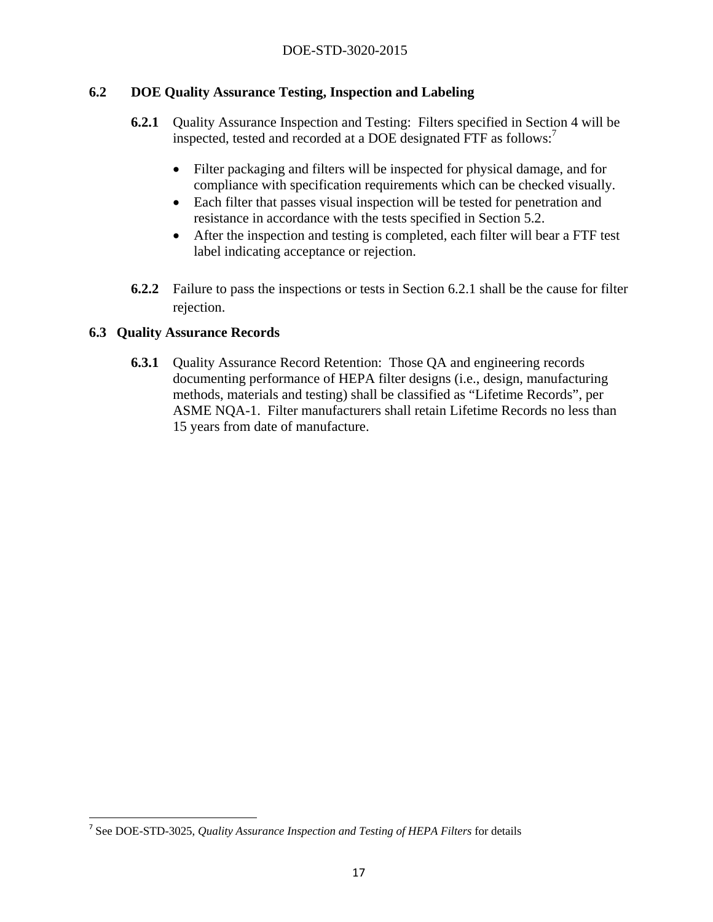## 6.2 DOE Quality Assurance Testing, Inspection and Labeling

**6.2.1** Quality Assurance Inspection and Testing: Filters specified in Section 4 will be inspected, tested and recorded at a DOE designated FTF as follows:[7]

- Filter packaging and filters will be inspected for physical damage, and for compliance with specification requirements which can be checked visually.
- Each filter that passes visual inspection will be tested for penetration and resistance in accordance with the tests specified in Section 5.2.
- After the inspection and testing is completed, each filter will bear a FTF test label indicating acceptance or rejection.

**6.2.2** Failure to pass the inspections or tests in Section 6.2.1 shall be the cause for filter rejection.

## 6.3 Quality Assurance Records

**6.3.1** Quality Assurance Record Retention: Those QA and engineering records documenting performance of HEPA filter designs (i.e., design, manufacturing methods, materials and testing) shall be classified as "Lifetime Records", per ASME NQA-1. Filter manufacturers shall retain Lifetime Records no less than 15 years from date of manufacture.

---

[7] See DOE-STD-3025, *Quality Assurance Inspection and Testing of HEPA Filters* for details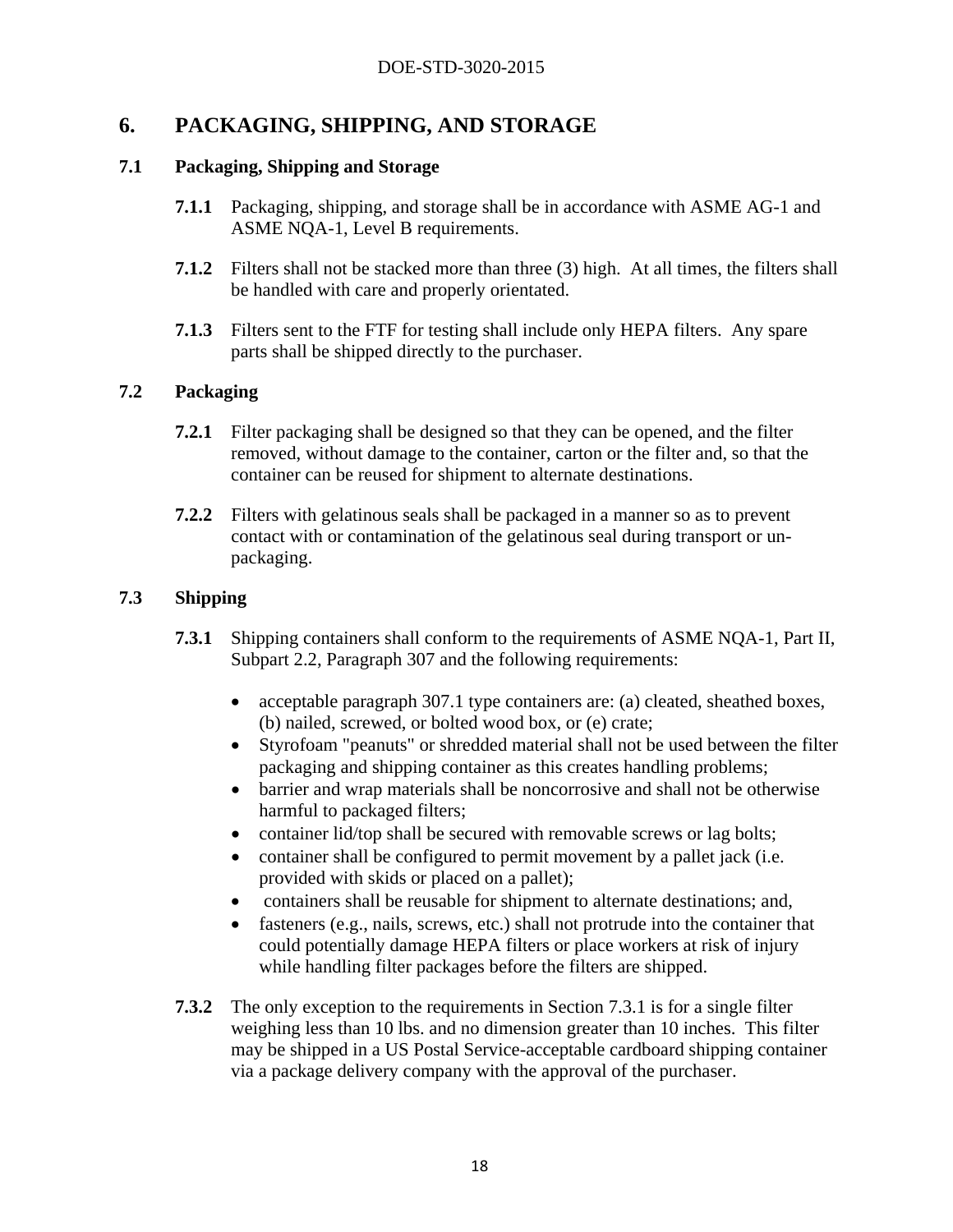# 6. PACKAGING, SHIPPING, AND STORAGE

## 7.1 Packaging, Shipping and Storage

**7.1.1** Packaging, shipping, and storage shall be in accordance with ASME AG-1 and ASME NQA-1, Level B requirements.

**7.1.2** Filters shall not be stacked more than three (3) high. At all times, the filters shall be handled with care and properly orientated.

**7.1.3** Filters sent to the FTF for testing shall include only HEPA filters. Any spare parts shall be shipped directly to the purchaser.

## 7.2 Packaging

**7.2.1** Filter packaging shall be designed so that they can be opened, and the filter removed, without damage to the container, carton or the filter and, so that the container can be reused for shipment to alternate destinations.

**7.2.2** Filters with gelatinous seals shall be packaged in a manner so as to prevent contact with or contamination of the gelatinous seal during transport or un-packaging.

## 7.3 Shipping

**7.3.1** Shipping containers shall conform to the requirements of ASME NQA-1, Part II, Subpart 2.2, Paragraph 307 and the following requirements:

- acceptable paragraph 307.1 type containers are: (a) cleated, sheathed boxes, (b) nailed, screwed, or bolted wood box, or (e) crate;
- Styrofoam "peanuts" or shredded material shall not be used between the filter packaging and shipping container as this creates handling problems;
- barrier and wrap materials shall be noncorrosive and shall not be otherwise harmful to packaged filters;
- container lid/top shall be secured with removable screws or lag bolts;
- container shall be configured to permit movement by a pallet jack (i.e. provided with skids or placed on a pallet);
- containers shall be reusable for shipment to alternate destinations; and,
- fasteners (e.g., nails, screws, etc.) shall not protrude into the container that could potentially damage HEPA filters or place workers at risk of injury while handling filter packages before the filters are shipped.

**7.3.2** The only exception to the requirements in Section 7.3.1 is for a single filter weighing less than 10 lbs. and no dimension greater than 10 inches. This filter may be shipped in a US Postal Service-acceptable cardboard shipping container via a package delivery company with the approval of the purchaser.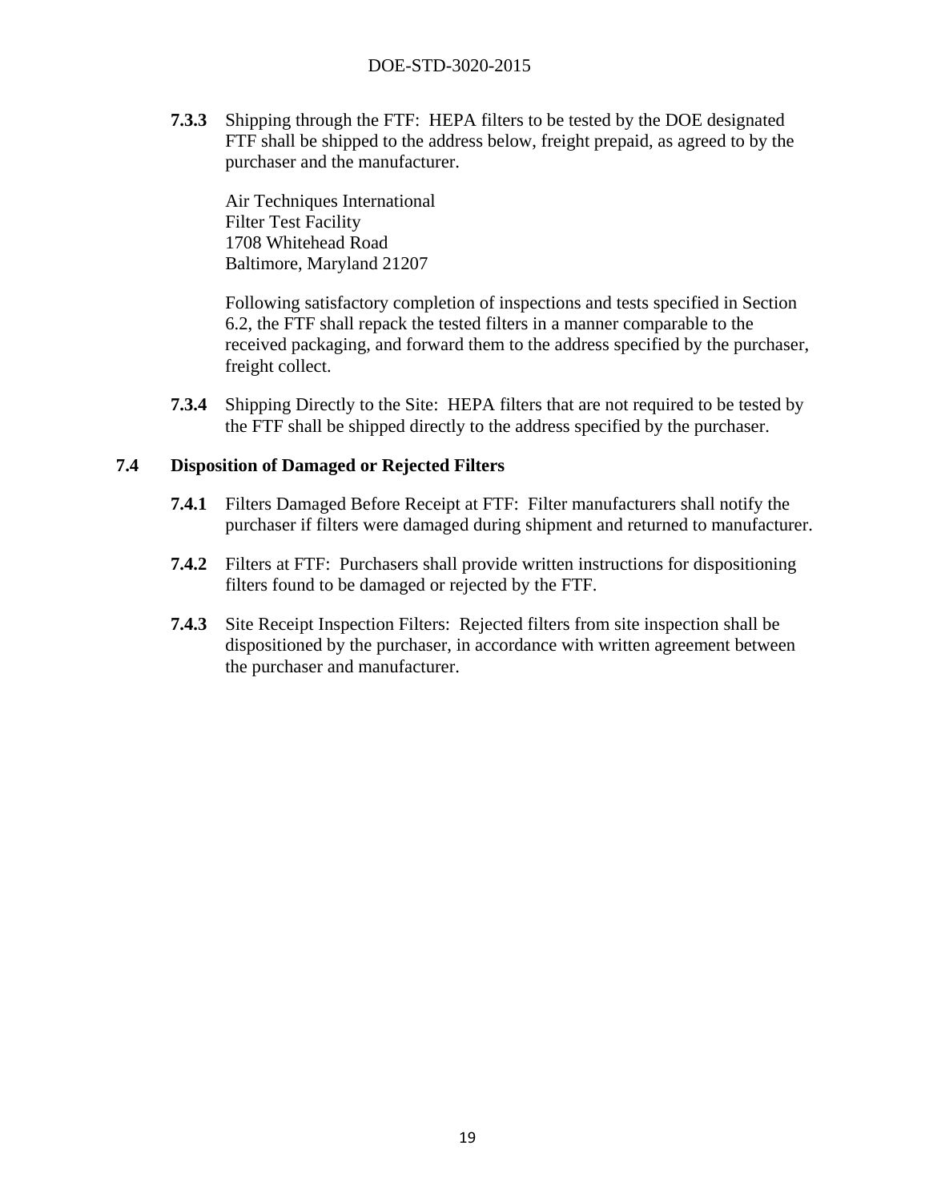**7.3.3** Shipping through the FTF: HEPA filters to be tested by the DOE designated FTF shall be shipped to the address below, freight prepaid, as agreed to by the purchaser and the manufacturer.

Air Techniques International
Filter Test Facility
1708 Whitehead Road
Baltimore, Maryland 21207

Following satisfactory completion of inspections and tests specified in Section 6.2, the FTF shall repack the tested filters in a manner comparable to the received packaging, and forward them to the address specified by the purchaser, freight collect.

**7.3.4** Shipping Directly to the Site: HEPA filters that are not required to be tested by the FTF shall be shipped directly to the address specified by the purchaser.

### 7.4 Disposition of Damaged or Rejected Filters

**7.4.1** Filters Damaged Before Receipt at FTF: Filter manufacturers shall notify the purchaser if filters were damaged during shipment and returned to manufacturer.

**7.4.2** Filters at FTF: Purchasers shall provide written instructions for dispositioning filters found to be damaged or rejected by the FTF.

**7.4.3** Site Receipt Inspection Filters: Rejected filters from site inspection shall be dispositioned by the purchaser, in accordance with written agreement between the purchaser and manufacturer.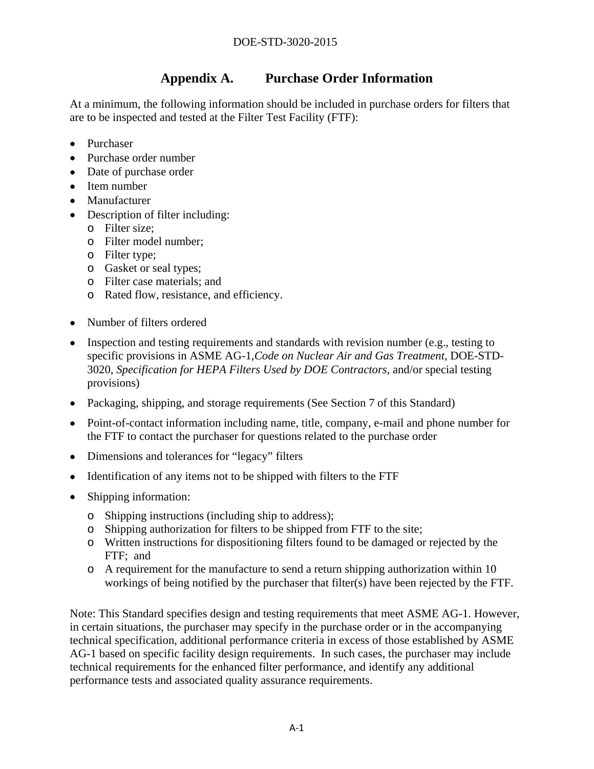# Appendix A. Purchase Order Information

At a minimum, the following information should be included in purchase orders for filters that are to be inspected and tested at the Filter Test Facility (FTF):

- Purchaser
- Purchase order number
- Date of purchase order
- Item number
- Manufacturer
- Description of filter including:
  - Filter size;
  - Filter model number;
  - Filter type;
  - Gasket or seal types;
  - Filter case materials; and
  - Rated flow, resistance, and efficiency.
- Number of filters ordered
- Inspection and testing requirements and standards with revision number (e.g., testing to specific provisions in ASME AG-1,*Code on Nuclear Air and Gas Treatment*, DOE-STD-3020, *Specification for HEPA Filters Used by DOE Contractors,* and/or special testing provisions)
- Packaging, shipping, and storage requirements (See Section 7 of this Standard)
- Point-of-contact information including name, title, company, e-mail and phone number for the FTF to contact the purchaser for questions related to the purchase order
- Dimensions and tolerances for "legacy" filters
- Identification of any items not to be shipped with filters to the FTF
- Shipping information:
  - Shipping instructions (including ship to address);
  - Shipping authorization for filters to be shipped from FTF to the site;
  - Written instructions for dispositioning filters found to be damaged or rejected by the FTF; and
  - A requirement for the manufacture to send a return shipping authorization within 10 workings of being notified by the purchaser that filter(s) have been rejected by the FTF.

Note: This Standard specifies design and testing requirements that meet ASME AG-1. However, in certain situations, the purchaser may specify in the purchase order or in the accompanying technical specification, additional performance criteria in excess of those established by ASME AG-1 based on specific facility design requirements. In such cases, the purchaser may include technical requirements for the enhanced filter performance, and identify any additional performance tests and associated quality assurance requirements.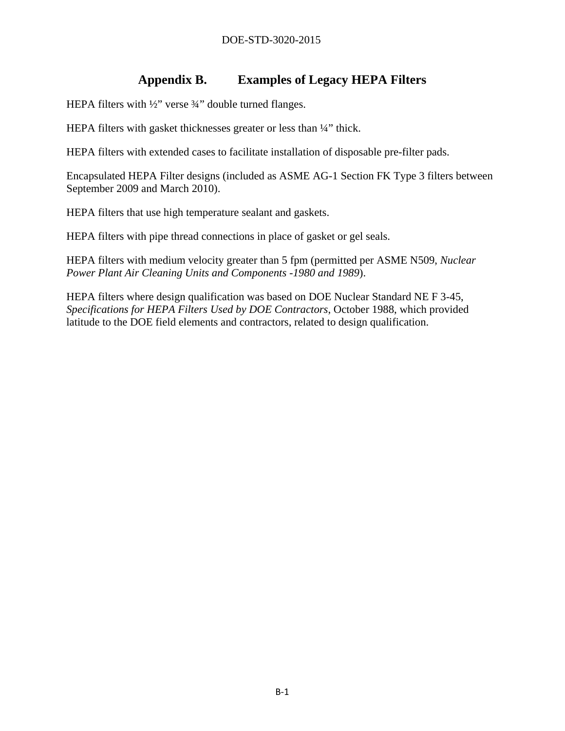# Appendix B. Examples of Legacy HEPA Filters

HEPA filters with ½” verse ¾” double turned flanges.

HEPA filters with gasket thicknesses greater or less than ¼” thick.

HEPA filters with extended cases to facilitate installation of disposable pre-filter pads.

Encapsulated HEPA Filter designs (included as ASME AG-1 Section FK Type 3 filters between September 2009 and March 2010).

HEPA filters that use high temperature sealant and gaskets.

HEPA filters with pipe thread connections in place of gasket or gel seals.

HEPA filters with medium velocity greater than 5 fpm (permitted per ASME N509, *Nuclear Power Plant Air Cleaning Units and Components -1980 and 1989*).

HEPA filters where design qualification was based on DOE Nuclear Standard NE F 3-45, *Specifications for HEPA Filters Used by DOE Contractors*, October 1988, which provided latitude to the DOE field elements and contractors, related to design qualification.